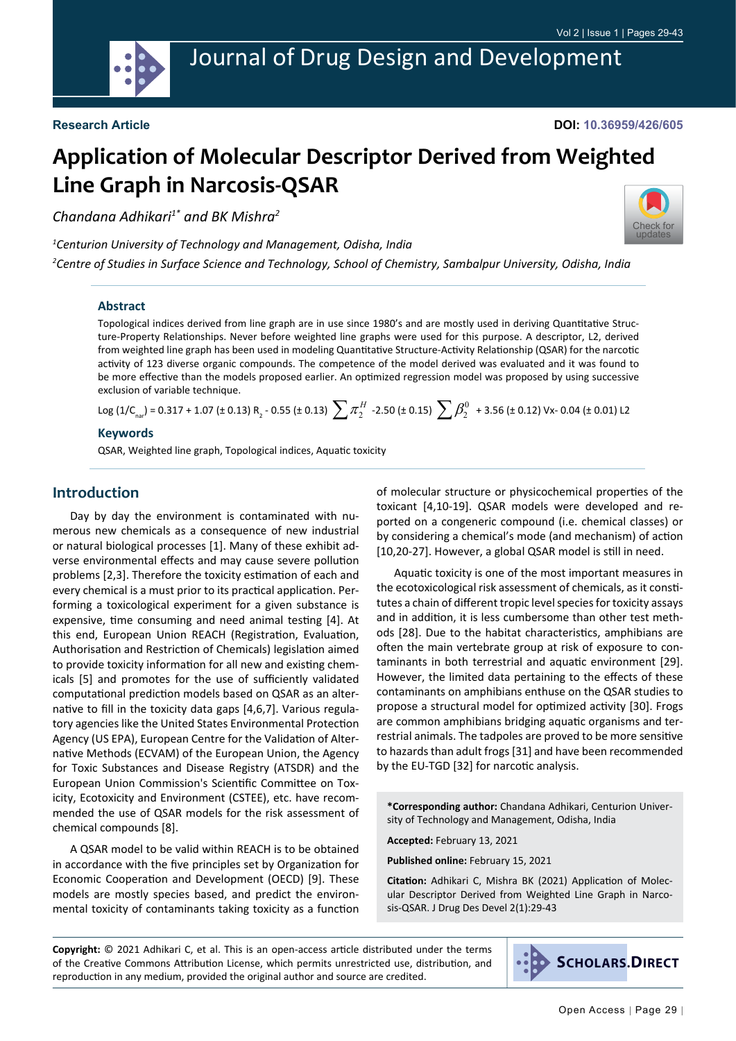Research Article

DOI: 10.36959/426/605

# Application of Molecular Descriptor Derived from Weighted Line Graph in Narcosis-QSAR

*Chandana Adhikari[1*] and BK Mishra[2]*

[1]*Centurion University of Technology and Management, Odisha, India*

[2]*Centre of Studies in Surface Science and Technology, School of Chemistry, Sambalpur University, Odisha, India*

## Abstract

Topological indices derived from line graph are in use since 1980's and are mostly used in deriving Quantitative Structure-Property Relationships. Never before weighted line graphs were used for this purpose. A descriptor, L2, derived from weighted line graph has been used in modeling Quantitative Structure-Activity Relationship (QSAR) for the narcotic activity of 123 diverse organic compounds. The competence of the model derived was evaluated and it was found to be more effective than the models proposed earlier. An optimized regression model was proposed by using successive exclusion of variable technique.

$$\text{Log}\ (1/C_{nar}) = 0.317 + 1.07\ (\pm 0.13)\ R_2 - 0.55\ (\pm 0.13) \sum \pi_2^H - 2.50\ (\pm 0.15) \sum \beta_2^0 + 3.56\ (\pm 0.12)\ Vx - 0.04\ (\pm 0.01)\ L2$$

## Keywords

QSAR, Weighted line graph, Topological indices, Aquatic toxicity

## Introduction

Day by day the environment is contaminated with numerous new chemicals as a consequence of new industrial or natural biological processes [1]. Many of these exhibit adverse environmental effects and may cause severe pollution problems [2,3]. Therefore the toxicity estimation of each and every chemical is a must prior to its practical application. Performing a toxicological experiment for a given substance is expensive, time consuming and need animal testing [4]. At this end, European Union REACH (Registration, Evaluation, Authorisation and Restriction of Chemicals) legislation aimed to provide toxicity information for all new and existing chemicals [5] and promotes for the use of sufficiently validated computational prediction models based on QSAR as an alternative to fill in the toxicity data gaps [4,6,7]. Various regulatory agencies like the United States Environmental Protection Agency (US EPA), European Centre for the Validation of Alternative Methods (ECVAM) of the European Union, the Agency for Toxic Substances and Disease Registry (ATSDR) and the European Union Commission's Scientific Committee on Toxicity, Ecotoxicity and Environment (CSTEE), etc. have recommended the use of QSAR models for the risk assessment of chemical compounds [8].

A QSAR model to be valid within REACH is to be obtained in accordance with the five principles set by Organization for Economic Cooperation and Development (OECD) [9]. These models are mostly species based, and predict the environmental toxicity of contaminants taking toxicity as a function of molecular structure or physicochemical properties of the toxicant [4,10-19]. QSAR models were developed and reported on a congeneric compound (i.e. chemical classes) or by considering a chemical's mode (and mechanism) of action [10,20-27]. However, a global QSAR model is still in need.

Aquatic toxicity is one of the most important measures in the ecotoxicological risk assessment of chemicals, as it constitutes a chain of different tropic level species for toxicity assays and in addition, it is less cumbersome than other test methods [28]. Due to the habitat characteristics, amphibians are often the main vertebrate group at risk of exposure to contaminants in both terrestrial and aquatic environment [29]. However, the limited data pertaining to the effects of these contaminants on amphibians enthuse on the QSAR studies to propose a structural model for optimized activity [30]. Frogs are common amphibians bridging aquatic organisms and terrestrial animals. The tadpoles are proved to be more sensitive to hazards than adult frogs [31] and have been recommended by the EU-TGD [32] for narcotic analysis.

**\*Corresponding author:** Chandana Adhikari, Centurion University of Technology and Management, Odisha, India

**Accepted:** February 13, 2021

**Published online:** February 15, 2021

**Citation:** Adhikari C, Mishra BK (2021) Application of Molecular Descriptor Derived from Weighted Line Graph in Narcosis-QSAR. J Drug Des Devel 2(1):29-43

**Copyright:** © 2021 Adhikari C, et al. This is an open-access article distributed under the terms of the Creative Commons Attribution License, which permits unrestricted use, distribution, and reproduction in any medium, provided the original author and source are credited.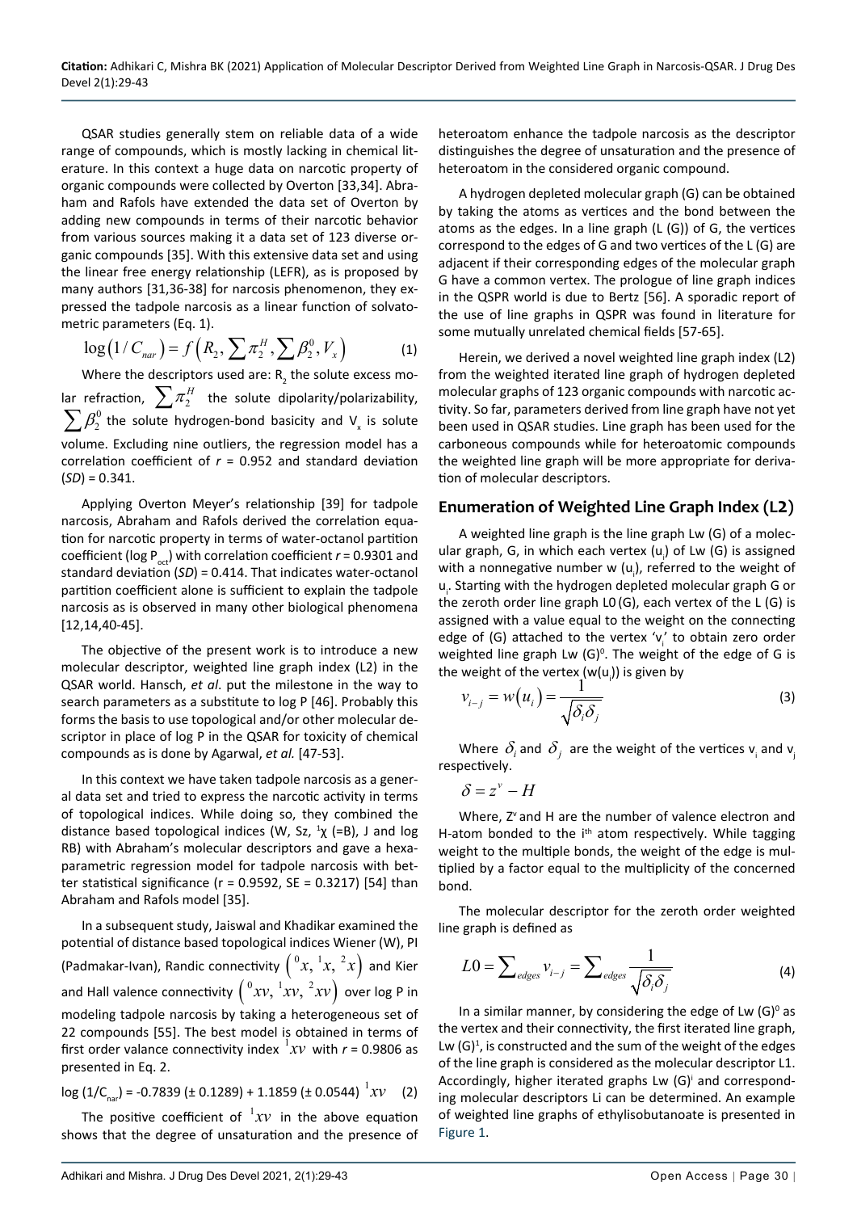QSAR studies generally stem on reliable data of a wide range of compounds, which is mostly lacking in chemical literature. In this context a huge data on narcotic property of organic compounds were collected by Overton [33,34]. Abraham and Rafols have extended the data set of Overton by adding new compounds in terms of their narcotic behavior from various sources making it a data set of 123 diverse organic compounds [35]. With this extensive data set and using the linear free energy relationship (LEFR), as is proposed by many authors [31,36-38] for narcosis phenomenon, they expressed the tadpole narcosis as a linear function of solvatometric parameters (Eq. 1).

$$\log\left(1/C_{nar}\right) = f\left(R_2, \sum \pi_2^H, \sum \beta_2^0, V_x\right) \quad (1)$$

Where the descriptors used are: $R_2$ the solute excess molar refraction, $\sum \pi_2^H$ the solute dipolarity/polarizability, $\sum \beta_2^0$ the solute hydrogen-bond basicity and $V_x$ is solute volume. Excluding nine outliers, the regression model has a correlation coefficient of $r$ = 0.952 and standard deviation ($SD$) = 0.341.

Applying Overton Meyer's relationship [39] for tadpole narcosis, Abraham and Rafols derived the correlation equation for narcotic property in terms of water-octanol partition coefficient ($\log P_{oct}$) with correlation coefficient $r$ = 0.9301 and standard deviation ($SD$) = 0.414. That indicates water-octanol partition coefficient alone is sufficient to explain the tadpole narcosis as is observed in many other biological phenomena [12,14,40-45].

The objective of the present work is to introduce a new molecular descriptor, weighted line graph index (L2) in the QSAR world. Hansch, *et al.* put the milestone in the way to search parameters as a substitute to log P [46]. Probably this forms the basis to use topological and/or other molecular descriptor in place of log P in the QSAR for toxicity of chemical compounds as is done by Agarwal, *et al.* [47-53].

In this context we have taken tadpole narcosis as a general data set and tried to express the narcotic activity in terms of topological indices. While doing so, they combined the distance based topological indices (W, Sz, $^1\chi$ (=B), J and log RB) with Abraham's molecular descriptors and gave a hexa-parametric regression model for tadpole narcosis with better statistical significance (r = 0.9592, SE = 0.3217) [54] than Abraham and Rafols model [35].

In a subsequent study, Jaiswal and Khadikar examined the potential of distance based topological indices Wiener (W), PI (Padmakar-Ivan), Randic connectivity $\left({}^0x,\ {}^1\chi,\ {}^2x\right)$ and Kier and Hall valence connectivity $\left({}^0xv,\ {}^1xv,\ {}^2xv\right)$ over log P in modeling tadpole narcosis by taking a heterogeneous set of 22 compounds [55]. The best model is obtained in terms of first order valance connectivity index ${}^1xv$ with $r$ = 0.9806 as presented in Eq. 2.

$$\log\left(1/C_{nar}\right) = -0.7839\ (\pm\ 0.1289) + 1.1859\ (\pm\ 0.0544)\ {}^1xv \quad (2)$$

The positive coefficient of ${}^1xv$ in the above equation shows that the degree of unsaturation and the presence of heteroatom enhance the tadpole narcosis as the descriptor distinguishes the degree of unsaturation and the presence of heteroatom in the considered organic compound.

A hydrogen depleted molecular graph (G) can be obtained by taking the atoms as vertices and the bond between the atoms as the edges. In a line graph (L (G)) of G, the vertices correspond to the edges of G and two vertices of the L (G) are adjacent if their corresponding edges of the molecular graph G have a common vertex. The prologue of line graph indices in the QSPR world is due to Bertz [56]. A sporadic report of the use of line graphs in QSPR was found in literature for some mutually unrelated chemical fields [57-65].

Herein, we derived a novel weighted line graph index (L2) from the weighted iterated line graph of hydrogen depleted molecular graphs of 123 organic compounds with narcotic activity. So far, parameters derived from line graph have not yet been used in QSAR studies. Line graph has been used for the carboneous compounds while for heteroatomic compounds the weighted line graph will be more appropriate for derivation of molecular descriptors.

## Enumeration of Weighted Line Graph Index (L2)

A weighted line graph is the line graph Lw (G) of a molecular graph, G, in which each vertex ($u_i$) of Lw (G) is assigned with a nonnegative number w ($u_i$), referred to the weight of $u_i$. Starting with the hydrogen depleted molecular graph G or the zeroth order line graph L0 (G), each vertex of the L (G) is assigned with a value equal to the weight on the connecting edge of (G) attached to the vertex '$v_i$' to obtain zero order weighted line graph Lw $(G)^0$. The weight of the edge of G is the weight of the vertex (w($u_i$)) is given by

$$v_{i-j} = w\left(u_i\right) = \frac{1}{\sqrt{\delta_i \delta_j}} \quad (3)$$

Where $\delta_i$ and $\delta_j$ are the weight of the vertices $v_i$ and $v_j$ respectively.

$$\delta = z^v - H$$

Where, $Z^v$ and H are the number of valence electron and H-atom bonded to the $i^{th}$ atom respectively. While tagging weight to the multiple bonds, the weight of the edge is multiplied by a factor equal to the multiplicity of the concerned bond.

The molecular descriptor for the zeroth order weighted line graph is defined as

$$L0 = \sum_{edges} v_{i-j} = \sum_{edges} \frac{1}{\sqrt{\delta_i \delta_j}} \quad (4)$$

In a similar manner, by considering the edge of Lw $(G)^0$ as the vertex and their connectivity, the first iterated line graph, Lw $(G)^1$, is constructed and the sum of the weight of the edges of the line graph is considered as the molecular descriptor L1. Accordingly, higher iterated graphs Lw $(G)^i$ and corresponding molecular descriptors Li can be determined. An example of weighted line graphs of ethylisobutanoate is presented in Figure 1.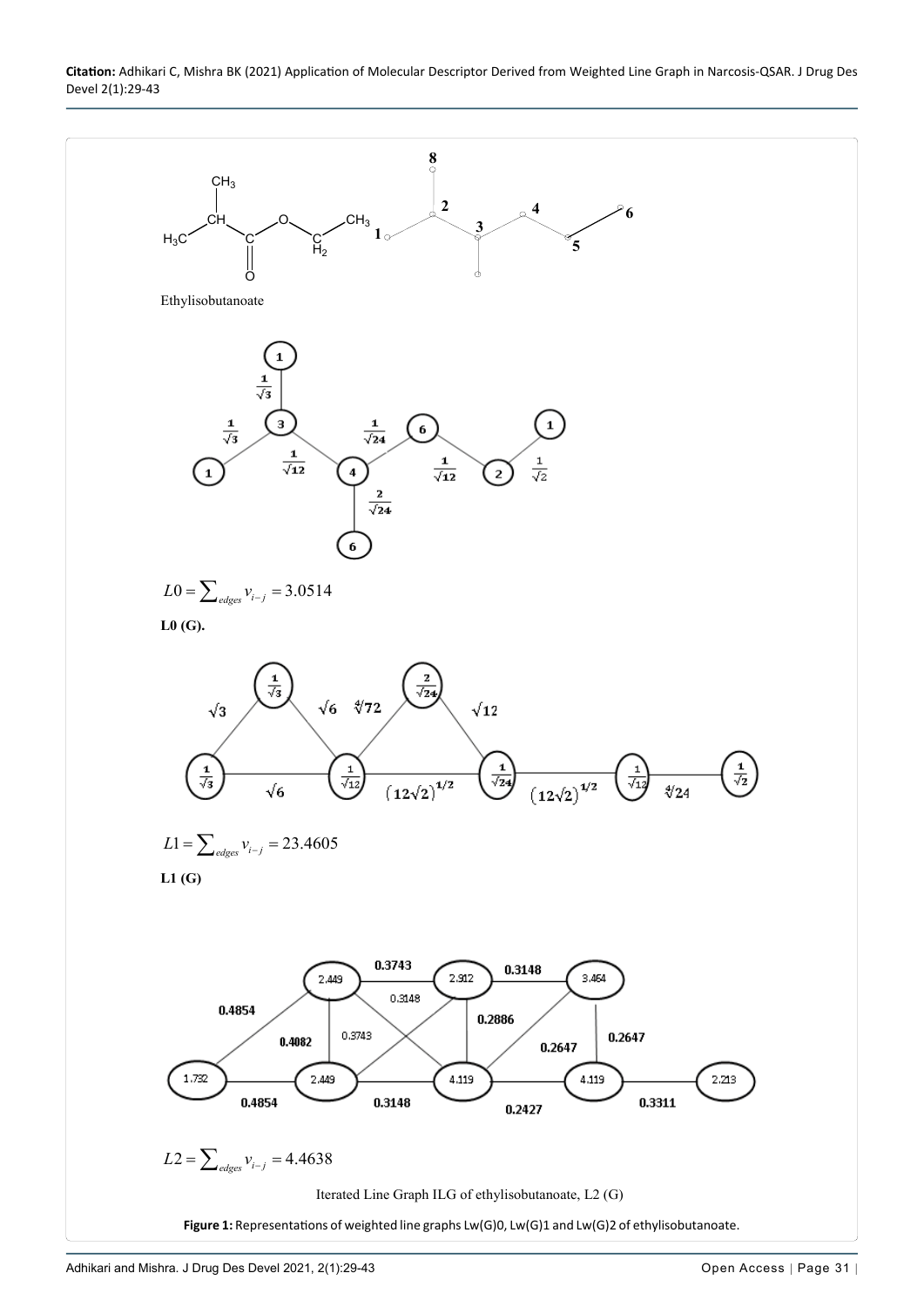Ethylisobutanoate

$$L0 = \sum_{edges} v_{i-j} = 3.0514$$

**L0 (G).**

$$L1 = \sum_{edges} v_{i-j} = 23.4605$$

**L1 (G)**

$$L2 = \sum_{edges} v_{i-j} = 4.4638$$

Iterated Line Graph ILG of ethylisobutanoate, L2 (G)

**Figure 1:** Representations of weighted line graphs Lw(G)0, Lw(G)1 and Lw(G)2 of ethylisobutanoate.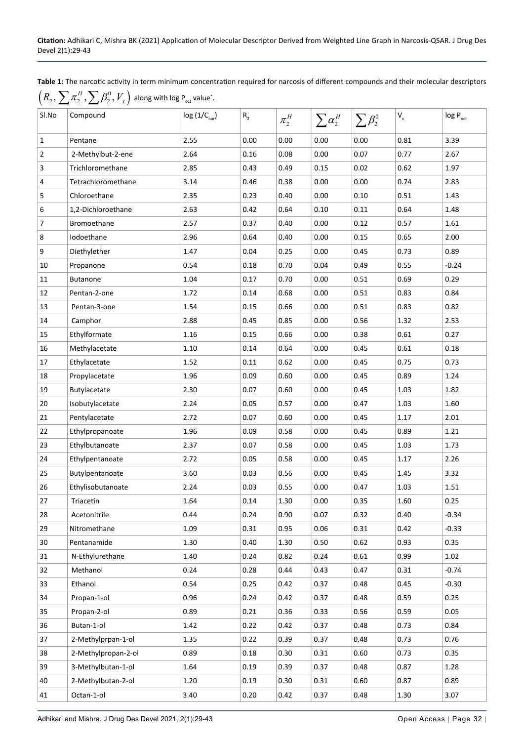**Table 1:** The narcotic activity in term minimum concentration required for narcosis of different compounds and their molecular descriptors $\left(R_2, \sum\pi_2^H, \sum\beta_2^0, V_x\right)$ along with log $P_{oct}$ value*.

| Sl.No | Compound | log (1/$C_{nar}$) | $R_2$ | $\pi_2^H$ | $\sum\alpha_2^H$ | $\sum\beta_2^0$ | $V_x$ | log $P_{oct}$ |
|---|---|---|---|---|---|---|---|---|
| 1 | Pentane | 2.55 | 0.00 | 0.00 | 0.00 | 0.00 | 0.81 | 3.39 |
| 2 | 2-Methylbut-2-ene | 2.64 | 0.16 | 0.08 | 0.00 | 0.07 | 0.77 | 2.67 |
| 3 | Trichloromethane | 2.85 | 0.43 | 0.49 | 0.15 | 0.02 | 0.62 | 1.97 |
| 4 | Tetrachloromethane | 3.14 | 0.46 | 0.38 | 0.00 | 0.00 | 0.74 | 2.83 |
| 5 | Chloroethane | 2.35 | 0.23 | 0.40 | 0.00 | 0.10 | 0.51 | 1.43 |
| 6 | 1,2-Dichloroethane | 2.63 | 0.42 | 0.64 | 0.10 | 0.11 | 0.64 | 1.48 |
| 7 | Bromoethane | 2.57 | 0.37 | 0.40 | 0.00 | 0.12 | 0.57 | 1.61 |
| 8 | Iodoethane | 2.96 | 0.64 | 0.40 | 0.00 | 0.15 | 0.65 | 2.00 |
| 9 | Diethylether | 1.47 | 0.04 | 0.25 | 0.00 | 0.45 | 0.73 | 0.89 |
| 10 | Propanone | 0.54 | 0.18 | 0.70 | 0.04 | 0.49 | 0.55 | -0.24 |
| 11 | Butanone | 1.04 | 0.17 | 0.70 | 0.00 | 0.51 | 0.69 | 0.29 |
| 12 | Pentan-2-one | 1.72 | 0.14 | 0.68 | 0.00 | 0.51 | 0.83 | 0.84 |
| 13 | Pentan-3-one | 1.54 | 0.15 | 0.66 | 0.00 | 0.51 | 0.83 | 0.82 |
| 14 | Camphor | 2.88 | 0.45 | 0.85 | 0.00 | 0.56 | 1.32 | 2.53 |
| 15 | Ethylformate | 1.16 | 0.15 | 0.66 | 0.00 | 0.38 | 0.61 | 0.27 |
| 16 | Methylacetate | 1.10 | 0.14 | 0.64 | 0.00 | 0.45 | 0.61 | 0.18 |
| 17 | Ethylacetate | 1.52 | 0.11 | 0.62 | 0.00 | 0.45 | 0.75 | 0.73 |
| 18 | Propylacetate | 1.96 | 0.09 | 0.60 | 0.00 | 0.45 | 0.89 | 1.24 |
| 19 | Butylacetate | 2.30 | 0.07 | 0.60 | 0.00 | 0.45 | 1.03 | 1.82 |
| 20 | Isobutylacetate | 2.24 | 0.05 | 0.57 | 0.00 | 0.47 | 1.03 | 1.60 |
| 21 | Pentylacetate | 2.72 | 0.07 | 0.60 | 0.00 | 0.45 | 1.17 | 2.01 |
| 22 | Ethylpropanoate | 1.96 | 0.09 | 0.58 | 0.00 | 0.45 | 0.89 | 1.21 |
| 23 | Ethylbutanoate | 2.37 | 0.07 | 0.58 | 0.00 | 0.45 | 1.03 | 1.73 |
| 24 | Ethylpentanoate | 2.72 | 0.05 | 0.58 | 0.00 | 0.45 | 1.17 | 2.26 |
| 25 | Butylpentanoate | 3.60 | 0.03 | 0.56 | 0.00 | 0.45 | 1.45 | 3.32 |
| 26 | Ethylisobutanoate | 2.24 | 0.03 | 0.55 | 0.00 | 0.47 | 1.03 | 1.51 |
| 27 | Triacetin | 1.64 | 0.14 | 1.30 | 0.00 | 0.35 | 1.60 | 0.25 |
| 28 | Acetonitrile | 0.44 | 0.24 | 0.90 | 0.07 | 0.32 | 0.40 | -0.34 |
| 29 | Nitromethane | 1.09 | 0.31 | 0.95 | 0.06 | 0.31 | 0.42 | -0.33 |
| 30 | Pentanamide | 1.30 | 0.40 | 1.30 | 0.50 | 0.62 | 0.93 | 0.35 |
| 31 | N-Ethylurethane | 1.40 | 0.24 | 0.82 | 0.24 | 0.61 | 0.99 | 1.02 |
| 32 | Methanol | 0.24 | 0.28 | 0.44 | 0.43 | 0.47 | 0.31 | -0.74 |
| 33 | Ethanol | 0.54 | 0.25 | 0.42 | 0.37 | 0.48 | 0.45 | -0.30 |
| 34 | Propan-1-ol | 0.96 | 0.24 | 0.42 | 0.37 | 0.48 | 0.59 | 0.25 |
| 35 | Propan-2-ol | 0.89 | 0.21 | 0.36 | 0.33 | 0.56 | 0.59 | 0.05 |
| 36 | Butan-1-ol | 1.42 | 0.22 | 0.42 | 0.37 | 0.48 | 0.73 | 0.84 |
| 37 | 2-Methylprpan-1-ol | 1.35 | 0.22 | 0.39 | 0.37 | 0.48 | 0.73 | 0.76 |
| 38 | 2-Methylpropan-2-ol | 0.89 | 0.18 | 0.30 | 0.31 | 0.60 | 0.73 | 0.35 |
| 39 | 3-Methylbutan-1-ol | 1.64 | 0.19 | 0.39 | 0.37 | 0.48 | 0.87 | 1.28 |
| 40 | 2-Methylbutan-2-ol | 1.20 | 0.19 | 0.30 | 0.31 | 0.60 | 0.87 | 0.89 |
| 41 | Octan-1-ol | 3.40 | 0.20 | 0.42 | 0.37 | 0.48 | 1.30 | 3.07 |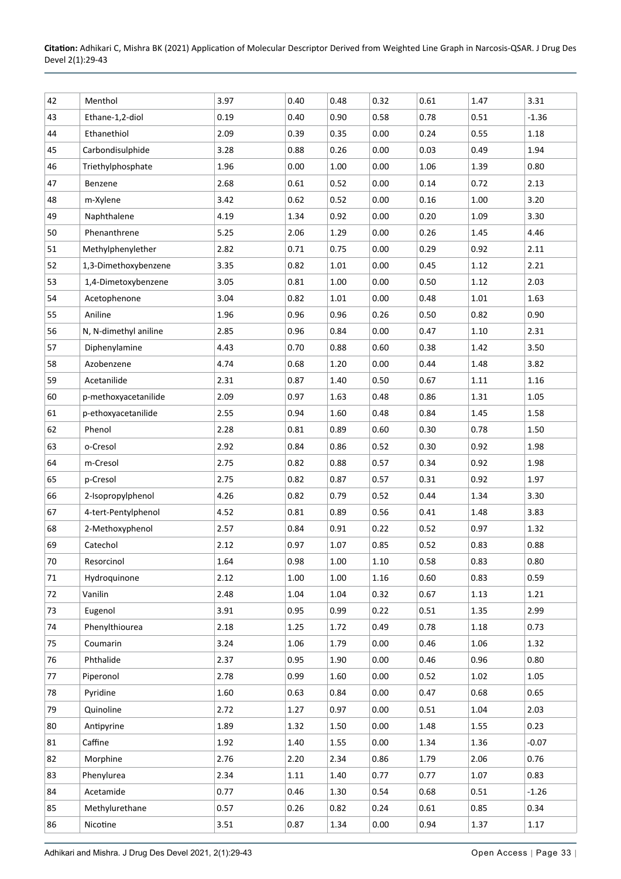| 42 | Menthol | 3.97 | 0.40 | 0.48 | 0.32 | 0.61 | 1.47 | 3.31 |
|---|---|---|---|---|---|---|---|---|
| 43 | Ethane-1,2-diol | 0.19 | 0.40 | 0.90 | 0.58 | 0.78 | 0.51 | -1.36 |
| 44 | Ethanethiol | 2.09 | 0.39 | 0.35 | 0.00 | 0.24 | 0.55 | 1.18 |
| 45 | Carbondisulphide | 3.28 | 0.88 | 0.26 | 0.00 | 0.03 | 0.49 | 1.94 |
| 46 | Triethylphosphate | 1.96 | 0.00 | 1.00 | 0.00 | 1.06 | 1.39 | 0.80 |
| 47 | Benzene | 2.68 | 0.61 | 0.52 | 0.00 | 0.14 | 0.72 | 2.13 |
| 48 | m-Xylene | 3.42 | 0.62 | 0.52 | 0.00 | 0.16 | 1.00 | 3.20 |
| 49 | Naphthalene | 4.19 | 1.34 | 0.92 | 0.00 | 0.20 | 1.09 | 3.30 |
| 50 | Phenanthrene | 5.25 | 2.06 | 1.29 | 0.00 | 0.26 | 1.45 | 4.46 |
| 51 | Methylphenylether | 2.82 | 0.71 | 0.75 | 0.00 | 0.29 | 0.92 | 2.11 |
| 52 | 1,3-Dimethoxybenzene | 3.35 | 0.82 | 1.01 | 0.00 | 0.45 | 1.12 | 2.21 |
| 53 | 1,4-Dimetoxybenzene | 3.05 | 0.81 | 1.00 | 0.00 | 0.50 | 1.12 | 2.03 |
| 54 | Acetophenone | 3.04 | 0.82 | 1.01 | 0.00 | 0.48 | 1.01 | 1.63 |
| 55 | Aniline | 1.96 | 0.96 | 0.96 | 0.26 | 0.50 | 0.82 | 0.90 |
| 56 | N, N-dimethyl aniline | 2.85 | 0.96 | 0.84 | 0.00 | 0.47 | 1.10 | 2.31 |
| 57 | Diphenylamine | 4.43 | 0.70 | 0.88 | 0.60 | 0.38 | 1.42 | 3.50 |
| 58 | Azobenzene | 4.74 | 0.68 | 1.20 | 0.00 | 0.44 | 1.48 | 3.82 |
| 59 | Acetanilide | 2.31 | 0.87 | 1.40 | 0.50 | 0.67 | 1.11 | 1.16 |
| 60 | p-methoxyacetanilide | 2.09 | 0.97 | 1.63 | 0.48 | 0.86 | 1.31 | 1.05 |
| 61 | p-ethoxyacetanilide | 2.55 | 0.94 | 1.60 | 0.48 | 0.84 | 1.45 | 1.58 |
| 62 | Phenol | 2.28 | 0.81 | 0.89 | 0.60 | 0.30 | 0.78 | 1.50 |
| 63 | o-Cresol | 2.92 | 0.84 | 0.86 | 0.52 | 0.30 | 0.92 | 1.98 |
| 64 | m-Cresol | 2.75 | 0.82 | 0.88 | 0.57 | 0.34 | 0.92 | 1.98 |
| 65 | p-Cresol | 2.75 | 0.82 | 0.87 | 0.57 | 0.31 | 0.92 | 1.97 |
| 66 | 2-Isopropylphenol | 4.26 | 0.82 | 0.79 | 0.52 | 0.44 | 1.34 | 3.30 |
| 67 | 4-tert-Pentylphenol | 4.52 | 0.81 | 0.89 | 0.56 | 0.41 | 1.48 | 3.83 |
| 68 | 2-Methoxyphenol | 2.57 | 0.84 | 0.91 | 0.22 | 0.52 | 0.97 | 1.32 |
| 69 | Catechol | 2.12 | 0.97 | 1.07 | 0.85 | 0.52 | 0.83 | 0.88 |
| 70 | Resorcinol | 1.64 | 0.98 | 1.00 | 1.10 | 0.58 | 0.83 | 0.80 |
| 71 | Hydroquinone | 2.12 | 1.00 | 1.00 | 1.16 | 0.60 | 0.83 | 0.59 |
| 72 | Vanilin | 2.48 | 1.04 | 1.04 | 0.32 | 0.67 | 1.13 | 1.21 |
| 73 | Eugenol | 3.91 | 0.95 | 0.99 | 0.22 | 0.51 | 1.35 | 2.99 |
| 74 | Phenylthiourea | 2.18 | 1.25 | 1.72 | 0.49 | 0.78 | 1.18 | 0.73 |
| 75 | Coumarin | 3.24 | 1.06 | 1.79 | 0.00 | 0.46 | 1.06 | 1.32 |
| 76 | Phthalide | 2.37 | 0.95 | 1.90 | 0.00 | 0.46 | 0.96 | 0.80 |
| 77 | Piperonol | 2.78 | 0.99 | 1.60 | 0.00 | 0.52 | 1.02 | 1.05 |
| 78 | Pyridine | 1.60 | 0.63 | 0.84 | 0.00 | 0.47 | 0.68 | 0.65 |
| 79 | Quinoline | 2.72 | 1.27 | 0.97 | 0.00 | 0.51 | 1.04 | 2.03 |
| 80 | Antipyrine | 1.89 | 1.32 | 1.50 | 0.00 | 1.48 | 1.55 | 0.23 |
| 81 | Caffine | 1.92 | 1.40 | 1.55 | 0.00 | 1.34 | 1.36 | -0.07 |
| 82 | Morphine | 2.76 | 2.20 | 2.34 | 0.86 | 1.79 | 2.06 | 0.76 |
| 83 | Phenylurea | 2.34 | 1.11 | 1.40 | 0.77 | 0.77 | 1.07 | 0.83 |
| 84 | Acetamide | 0.77 | 0.46 | 1.30 | 0.54 | 0.68 | 0.51 | -1.26 |
| 85 | Methylurethane | 0.57 | 0.26 | 0.82 | 0.24 | 0.61 | 0.85 | 0.34 |
| 86 | Nicotine | 3.51 | 0.87 | 1.34 | 0.00 | 0.94 | 1.37 | 1.17 |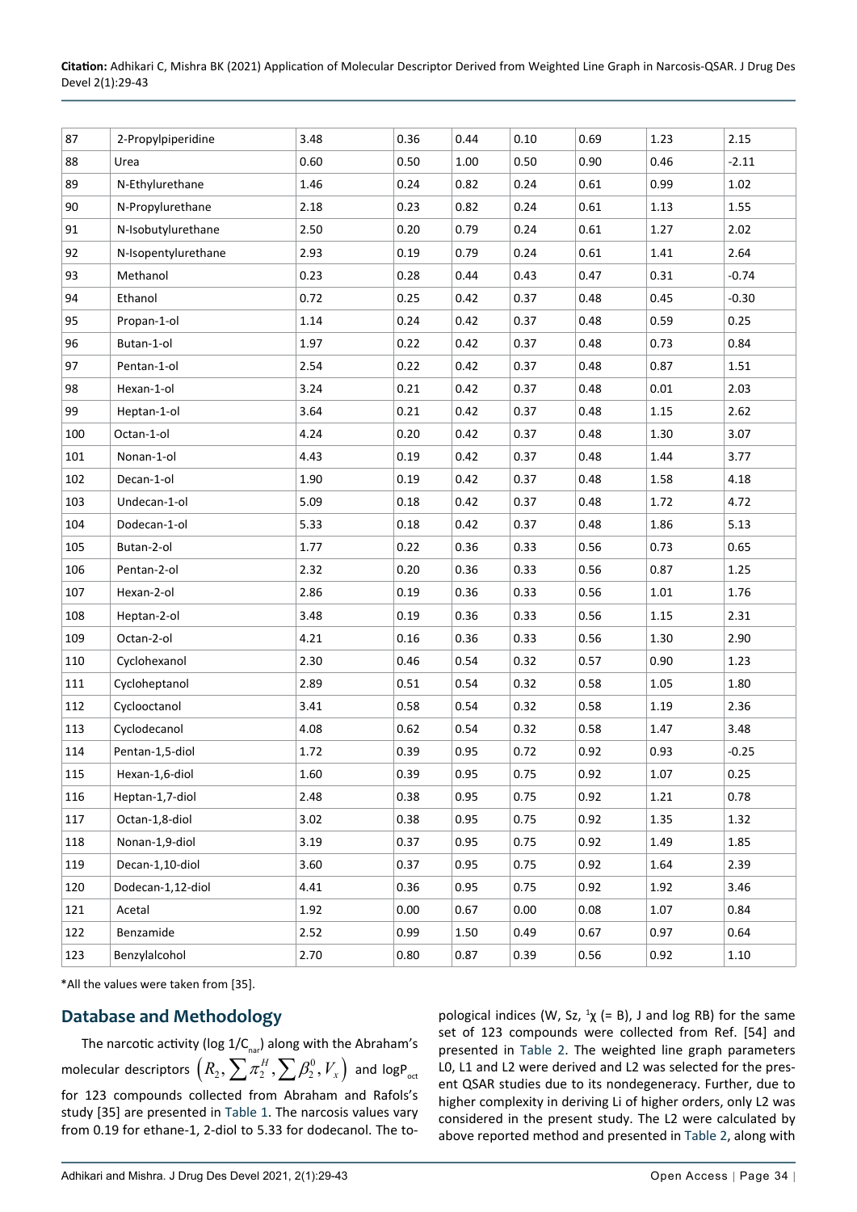| 87 | 2-Propylpiperidine | 3.48 | 0.36 | 0.44 | 0.10 | 0.69 | 1.23 | 2.15 |
|---|---|---|---|---|---|---|---|---|
| 88 | Urea | 0.60 | 0.50 | 1.00 | 0.50 | 0.90 | 0.46 | -2.11 |
| 89 | N-Ethylurethane | 1.46 | 0.24 | 0.82 | 0.24 | 0.61 | 0.99 | 1.02 |
| 90 | N-Propylurethane | 2.18 | 0.23 | 0.82 | 0.24 | 0.61 | 1.13 | 1.55 |
| 91 | N-Isobutylurethane | 2.50 | 0.20 | 0.79 | 0.24 | 0.61 | 1.27 | 2.02 |
| 92 | N-Isopentylurethane | 2.93 | 0.19 | 0.79 | 0.24 | 0.61 | 1.41 | 2.64 |
| 93 | Methanol | 0.23 | 0.28 | 0.44 | 0.43 | 0.47 | 0.31 | -0.74 |
| 94 | Ethanol | 0.72 | 0.25 | 0.42 | 0.37 | 0.48 | 0.45 | -0.30 |
| 95 | Propan-1-ol | 1.14 | 0.24 | 0.42 | 0.37 | 0.48 | 0.59 | 0.25 |
| 96 | Butan-1-ol | 1.97 | 0.22 | 0.42 | 0.37 | 0.48 | 0.73 | 0.84 |
| 97 | Pentan-1-ol | 2.54 | 0.22 | 0.42 | 0.37 | 0.48 | 0.87 | 1.51 |
| 98 | Hexan-1-ol | 3.24 | 0.21 | 0.42 | 0.37 | 0.48 | 0.01 | 2.03 |
| 99 | Heptan-1-ol | 3.64 | 0.21 | 0.42 | 0.37 | 0.48 | 1.15 | 2.62 |
| 100 | Octan-1-ol | 4.24 | 0.20 | 0.42 | 0.37 | 0.48 | 1.30 | 3.07 |
| 101 | Nonan-1-ol | 4.43 | 0.19 | 0.42 | 0.37 | 0.48 | 1.44 | 3.77 |
| 102 | Decan-1-ol | 1.90 | 0.19 | 0.42 | 0.37 | 0.48 | 1.58 | 4.18 |
| 103 | Undecan-1-ol | 5.09 | 0.18 | 0.42 | 0.37 | 0.48 | 1.72 | 4.72 |
| 104 | Dodecan-1-ol | 5.33 | 0.18 | 0.42 | 0.37 | 0.48 | 1.86 | 5.13 |
| 105 | Butan-2-ol | 1.77 | 0.22 | 0.36 | 0.33 | 0.56 | 0.73 | 0.65 |
| 106 | Pentan-2-ol | 2.32 | 0.20 | 0.36 | 0.33 | 0.56 | 0.87 | 1.25 |
| 107 | Hexan-2-ol | 2.86 | 0.19 | 0.36 | 0.33 | 0.56 | 1.01 | 1.76 |
| 108 | Heptan-2-ol | 3.48 | 0.19 | 0.36 | 0.33 | 0.56 | 1.15 | 2.31 |
| 109 | Octan-2-ol | 4.21 | 0.16 | 0.36 | 0.33 | 0.56 | 1.30 | 2.90 |
| 110 | Cyclohexanol | 2.30 | 0.46 | 0.54 | 0.32 | 0.57 | 0.90 | 1.23 |
| 111 | Cycloheptanol | 2.89 | 0.51 | 0.54 | 0.32 | 0.58 | 1.05 | 1.80 |
| 112 | Cyclooctanol | 3.41 | 0.58 | 0.54 | 0.32 | 0.58 | 1.19 | 2.36 |
| 113 | Cyclodecanol | 4.08 | 0.62 | 0.54 | 0.32 | 0.58 | 1.47 | 3.48 |
| 114 | Pentan-1,5-diol | 1.72 | 0.39 | 0.95 | 0.72 | 0.92 | 0.93 | -0.25 |
| 115 | Hexan-1,6-diol | 1.60 | 0.39 | 0.95 | 0.75 | 0.92 | 1.07 | 0.25 |
| 116 | Heptan-1,7-diol | 2.48 | 0.38 | 0.95 | 0.75 | 0.92 | 1.21 | 0.78 |
| 117 | Octan-1,8-diol | 3.02 | 0.38 | 0.95 | 0.75 | 0.92 | 1.35 | 1.32 |
| 118 | Nonan-1,9-diol | 3.19 | 0.37 | 0.95 | 0.75 | 0.92 | 1.49 | 1.85 |
| 119 | Decan-1,10-diol | 3.60 | 0.37 | 0.95 | 0.75 | 0.92 | 1.64 | 2.39 |
| 120 | Dodecan-1,12-diol | 4.41 | 0.36 | 0.95 | 0.75 | 0.92 | 1.92 | 3.46 |
| 121 | Acetal | 1.92 | 0.00 | 0.67 | 0.00 | 0.08 | 1.07 | 0.84 |
| 122 | Benzamide | 2.52 | 0.99 | 1.50 | 0.49 | 0.67 | 0.97 | 0.64 |
| 123 | Benzylalcohol | 2.70 | 0.80 | 0.87 | 0.39 | 0.56 | 0.92 | 1.10 |

*All the values were taken from [35].

## Database and Methodology

The narcotic activity (log $1/C_{nar}$) along with the Abraham's molecular descriptors $\left(R_2, \sum \pi_2^H, \sum \beta_2^0, V_x\right)$ and $\log P_{oct}$ for 123 compounds collected from Abraham and Rafols's study [35] are presented in Table 1. The narcosis values vary from 0.19 for ethane-1, 2-diol to 5.33 for dodecanol. The topological indices (W, Sz, $^1\chi$ (= B), J and log RB) for the same set of 123 compounds were collected from Ref. [54] and presented in Table 2. The weighted line graph parameters L0, L1 and L2 were derived and L2 was selected for the present QSAR studies due to its nondegeneracy. Further, due to higher complexity in deriving Li of higher orders, only L2 was considered in the present study. The L2 were calculated by above reported method and presented in Table 2, along with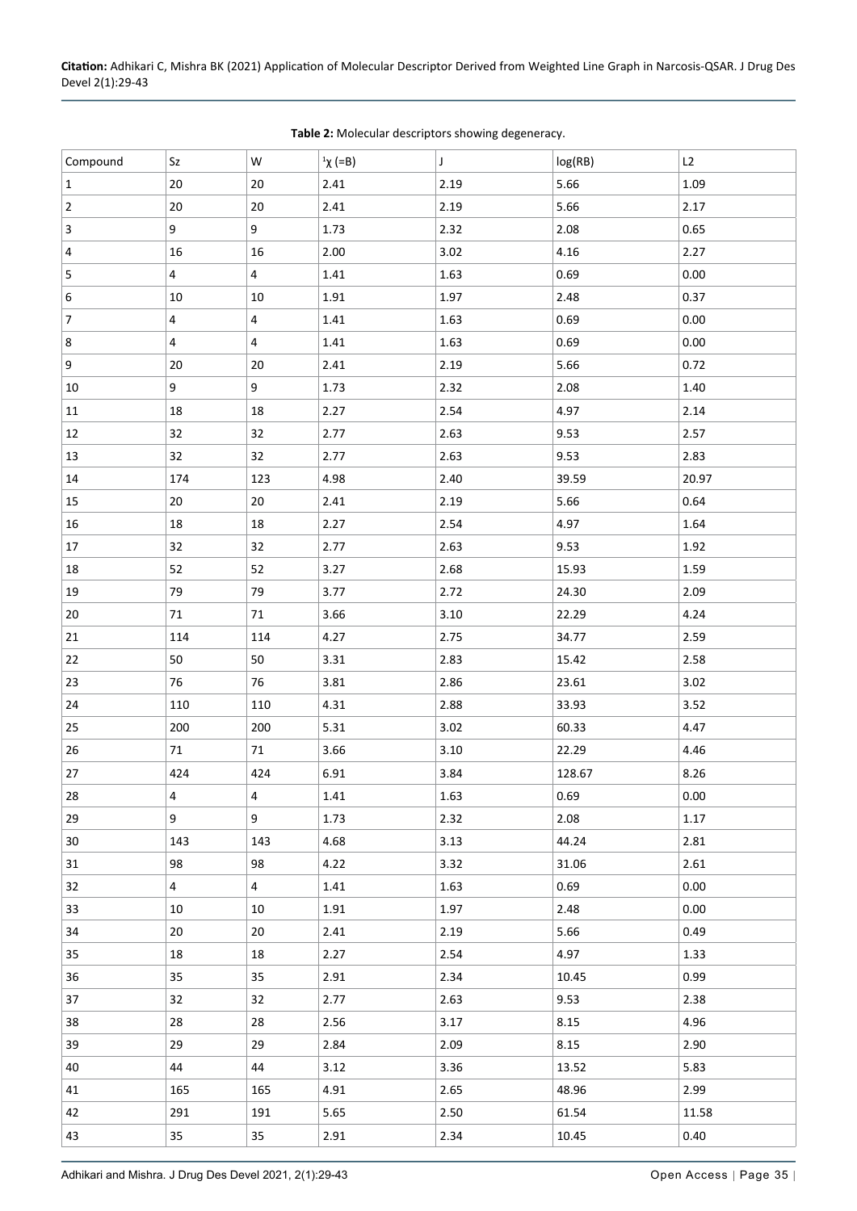**Table 2:** Molecular descriptors showing degeneracy.

| Compound | Sz | W | $^1\chi$ (=B) | J | log(RB) | L2 |
|---|---|---|---|---|---|---|
| 1 | 20 | 20 | 2.41 | 2.19 | 5.66 | 1.09 |
| 2 | 20 | 20 | 2.41 | 2.19 | 5.66 | 2.17 |
| 3 | 9 | 9 | 1.73 | 2.32 | 2.08 | 0.65 |
| 4 | 16 | 16 | 2.00 | 3.02 | 4.16 | 2.27 |
| 5 | 4 | 4 | 1.41 | 1.63 | 0.69 | 0.00 |
| 6 | 10 | 10 | 1.91 | 1.97 | 2.48 | 0.37 |
| 7 | 4 | 4 | 1.41 | 1.63 | 0.69 | 0.00 |
| 8 | 4 | 4 | 1.41 | 1.63 | 0.69 | 0.00 |
| 9 | 20 | 20 | 2.41 | 2.19 | 5.66 | 0.72 |
| 10 | 9 | 9 | 1.73 | 2.32 | 2.08 | 1.40 |
| 11 | 18 | 18 | 2.27 | 2.54 | 4.97 | 2.14 |
| 12 | 32 | 32 | 2.77 | 2.63 | 9.53 | 2.57 |
| 13 | 32 | 32 | 2.77 | 2.63 | 9.53 | 2.83 |
| 14 | 174 | 123 | 4.98 | 2.40 | 39.59 | 20.97 |
| 15 | 20 | 20 | 2.41 | 2.19 | 5.66 | 0.64 |
| 16 | 18 | 18 | 2.27 | 2.54 | 4.97 | 1.64 |
| 17 | 32 | 32 | 2.77 | 2.63 | 9.53 | 1.92 |
| 18 | 52 | 52 | 3.27 | 2.68 | 15.93 | 1.59 |
| 19 | 79 | 79 | 3.77 | 2.72 | 24.30 | 2.09 |
| 20 | 71 | 71 | 3.66 | 3.10 | 22.29 | 4.24 |
| 21 | 114 | 114 | 4.27 | 2.75 | 34.77 | 2.59 |
| 22 | 50 | 50 | 3.31 | 2.83 | 15.42 | 2.58 |
| 23 | 76 | 76 | 3.81 | 2.86 | 23.61 | 3.02 |
| 24 | 110 | 110 | 4.31 | 2.88 | 33.93 | 3.52 |
| 25 | 200 | 200 | 5.31 | 3.02 | 60.33 | 4.47 |
| 26 | 71 | 71 | 3.66 | 3.10 | 22.29 | 4.46 |
| 27 | 424 | 424 | 6.91 | 3.84 | 128.67 | 8.26 |
| 28 | 4 | 4 | 1.41 | 1.63 | 0.69 | 0.00 |
| 29 | 9 | 9 | 1.73 | 2.32 | 2.08 | 1.17 |
| 30 | 143 | 143 | 4.68 | 3.13 | 44.24 | 2.81 |
| 31 | 98 | 98 | 4.22 | 3.32 | 31.06 | 2.61 |
| 32 | 4 | 4 | 1.41 | 1.63 | 0.69 | 0.00 |
| 33 | 10 | 10 | 1.91 | 1.97 | 2.48 | 0.00 |
| 34 | 20 | 20 | 2.41 | 2.19 | 5.66 | 0.49 |
| 35 | 18 | 18 | 2.27 | 2.54 | 4.97 | 1.33 |
| 36 | 35 | 35 | 2.91 | 2.34 | 10.45 | 0.99 |
| 37 | 32 | 32 | 2.77 | 2.63 | 9.53 | 2.38 |
| 38 | 28 | 28 | 2.56 | 3.17 | 8.15 | 4.96 |
| 39 | 29 | 29 | 2.84 | 2.09 | 8.15 | 2.90 |
| 40 | 44 | 44 | 3.12 | 3.36 | 13.52 | 5.83 |
| 41 | 165 | 165 | 4.91 | 2.65 | 48.96 | 2.99 |
| 42 | 291 | 191 | 5.65 | 2.50 | 61.54 | 11.58 |
| 43 | 35 | 35 | 2.91 | 2.34 | 10.45 | 0.40 |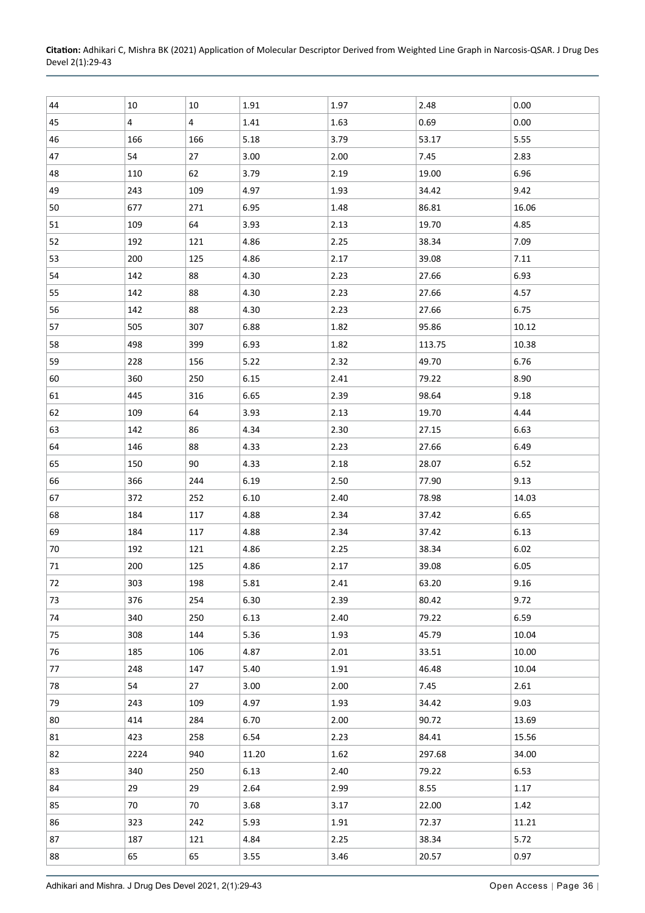| | | | | | | |
|---|---|---|---|---|---|---|
| 44 | 10 | 10 | 1.91 | 1.97 | 2.48 | 0.00 |
| 45 | 4 | 4 | 1.41 | 1.63 | 0.69 | 0.00 |
| 46 | 166 | 166 | 5.18 | 3.79 | 53.17 | 5.55 |
| 47 | 54 | 27 | 3.00 | 2.00 | 7.45 | 2.83 |
| 48 | 110 | 62 | 3.79 | 2.19 | 19.00 | 6.96 |
| 49 | 243 | 109 | 4.97 | 1.93 | 34.42 | 9.42 |
| 50 | 677 | 271 | 6.95 | 1.48 | 86.81 | 16.06 |
| 51 | 109 | 64 | 3.93 | 2.13 | 19.70 | 4.85 |
| 52 | 192 | 121 | 4.86 | 2.25 | 38.34 | 7.09 |
| 53 | 200 | 125 | 4.86 | 2.17 | 39.08 | 7.11 |
| 54 | 142 | 88 | 4.30 | 2.23 | 27.66 | 6.93 |
| 55 | 142 | 88 | 4.30 | 2.23 | 27.66 | 4.57 |
| 56 | 142 | 88 | 4.30 | 2.23 | 27.66 | 6.75 |
| 57 | 505 | 307 | 6.88 | 1.82 | 95.86 | 10.12 |
| 58 | 498 | 399 | 6.93 | 1.82 | 113.75 | 10.38 |
| 59 | 228 | 156 | 5.22 | 2.32 | 49.70 | 6.76 |
| 60 | 360 | 250 | 6.15 | 2.41 | 79.22 | 8.90 |
| 61 | 445 | 316 | 6.65 | 2.39 | 98.64 | 9.18 |
| 62 | 109 | 64 | 3.93 | 2.13 | 19.70 | 4.44 |
| 63 | 142 | 86 | 4.34 | 2.30 | 27.15 | 6.63 |
| 64 | 146 | 88 | 4.33 | 2.23 | 27.66 | 6.49 |
| 65 | 150 | 90 | 4.33 | 2.18 | 28.07 | 6.52 |
| 66 | 366 | 244 | 6.19 | 2.50 | 77.90 | 9.13 |
| 67 | 372 | 252 | 6.10 | 2.40 | 78.98 | 14.03 |
| 68 | 184 | 117 | 4.88 | 2.34 | 37.42 | 6.65 |
| 69 | 184 | 117 | 4.88 | 2.34 | 37.42 | 6.13 |
| 70 | 192 | 121 | 4.86 | 2.25 | 38.34 | 6.02 |
| 71 | 200 | 125 | 4.86 | 2.17 | 39.08 | 6.05 |
| 72 | 303 | 198 | 5.81 | 2.41 | 63.20 | 9.16 |
| 73 | 376 | 254 | 6.30 | 2.39 | 80.42 | 9.72 |
| 74 | 340 | 250 | 6.13 | 2.40 | 79.22 | 6.59 |
| 75 | 308 | 144 | 5.36 | 1.93 | 45.79 | 10.04 |
| 76 | 185 | 106 | 4.87 | 2.01 | 33.51 | 10.00 |
| 77 | 248 | 147 | 5.40 | 1.91 | 46.48 | 10.04 |
| 78 | 54 | 27 | 3.00 | 2.00 | 7.45 | 2.61 |
| 79 | 243 | 109 | 4.97 | 1.93 | 34.42 | 9.03 |
| 80 | 414 | 284 | 6.70 | 2.00 | 90.72 | 13.69 |
| 81 | 423 | 258 | 6.54 | 2.23 | 84.41 | 15.56 |
| 82 | 2224 | 940 | 11.20 | 1.62 | 297.68 | 34.00 |
| 83 | 340 | 250 | 6.13 | 2.40 | 79.22 | 6.53 |
| 84 | 29 | 29 | 2.64 | 2.99 | 8.55 | 1.17 |
| 85 | 70 | 70 | 3.68 | 3.17 | 22.00 | 1.42 |
| 86 | 323 | 242 | 5.93 | 1.91 | 72.37 | 11.21 |
| 87 | 187 | 121 | 4.84 | 2.25 | 38.34 | 5.72 |
| 88 | 65 | 65 | 3.55 | 3.46 | 20.57 | 0.97 |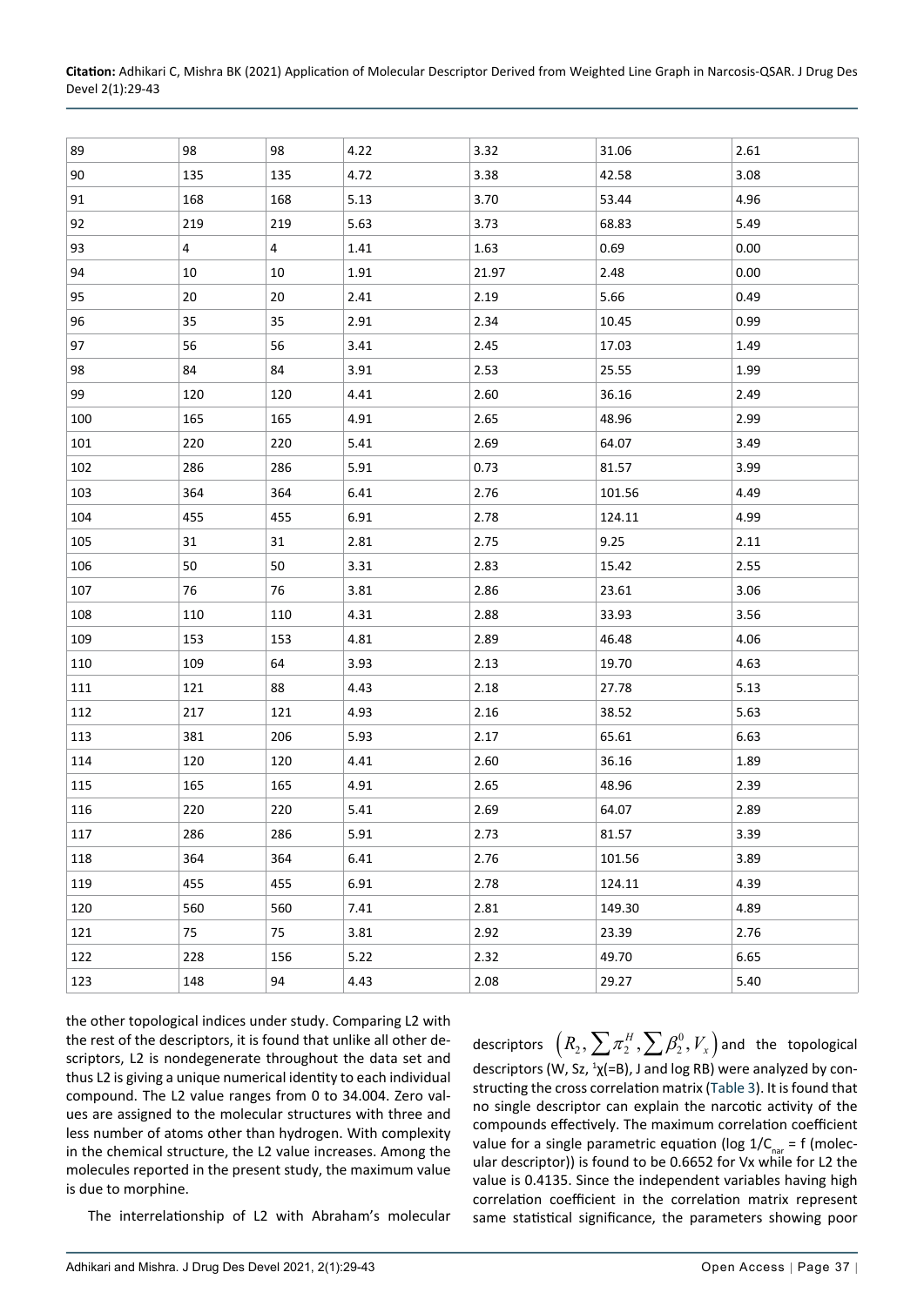| | | | | | | |
|---|---|---|---|---|---|---|
| 89 | 98 | 98 | 4.22 | 3.32 | 31.06 | 2.61 |
| 90 | 135 | 135 | 4.72 | 3.38 | 42.58 | 3.08 |
| 91 | 168 | 168 | 5.13 | 3.70 | 53.44 | 4.96 |
| 92 | 219 | 219 | 5.63 | 3.73 | 68.83 | 5.49 |
| 93 | 4 | 4 | 1.41 | 1.63 | 0.69 | 0.00 |
| 94 | 10 | 10 | 1.91 | 21.97 | 2.48 | 0.00 |
| 95 | 20 | 20 | 2.41 | 2.19 | 5.66 | 0.49 |
| 96 | 35 | 35 | 2.91 | 2.34 | 10.45 | 0.99 |
| 97 | 56 | 56 | 3.41 | 2.45 | 17.03 | 1.49 |
| 98 | 84 | 84 | 3.91 | 2.53 | 25.55 | 1.99 |
| 99 | 120 | 120 | 4.41 | 2.60 | 36.16 | 2.49 |
| 100 | 165 | 165 | 4.91 | 2.65 | 48.96 | 2.99 |
| 101 | 220 | 220 | 5.41 | 2.69 | 64.07 | 3.49 |
| 102 | 286 | 286 | 5.91 | 0.73 | 81.57 | 3.99 |
| 103 | 364 | 364 | 6.41 | 2.76 | 101.56 | 4.49 |
| 104 | 455 | 455 | 6.91 | 2.78 | 124.11 | 4.99 |
| 105 | 31 | 31 | 2.81 | 2.75 | 9.25 | 2.11 |
| 106 | 50 | 50 | 3.31 | 2.83 | 15.42 | 2.55 |
| 107 | 76 | 76 | 3.81 | 2.86 | 23.61 | 3.06 |
| 108 | 110 | 110 | 4.31 | 2.88 | 33.93 | 3.56 |
| 109 | 153 | 153 | 4.81 | 2.89 | 46.48 | 4.06 |
| 110 | 109 | 64 | 3.93 | 2.13 | 19.70 | 4.63 |
| 111 | 121 | 88 | 4.43 | 2.18 | 27.78 | 5.13 |
| 112 | 217 | 121 | 4.93 | 2.16 | 38.52 | 5.63 |
| 113 | 381 | 206 | 5.93 | 2.17 | 65.61 | 6.63 |
| 114 | 120 | 120 | 4.41 | 2.60 | 36.16 | 1.89 |
| 115 | 165 | 165 | 4.91 | 2.65 | 48.96 | 2.39 |
| 116 | 220 | 220 | 5.41 | 2.69 | 64.07 | 2.89 |
| 117 | 286 | 286 | 5.91 | 2.73 | 81.57 | 3.39 |
| 118 | 364 | 364 | 6.41 | 2.76 | 101.56 | 3.89 |
| 119 | 455 | 455 | 6.91 | 2.78 | 124.11 | 4.39 |
| 120 | 560 | 560 | 7.41 | 2.81 | 149.30 | 4.89 |
| 121 | 75 | 75 | 3.81 | 2.92 | 23.39 | 2.76 |
| 122 | 228 | 156 | 5.22 | 2.32 | 49.70 | 6.65 |
| 123 | 148 | 94 | 4.43 | 2.08 | 29.27 | 5.40 |

the other topological indices under study. Comparing L2 with the rest of the descriptors, it is found that unlike all other descriptors, L2 is nondegenerate throughout the data set and thus L2 is giving a unique numerical identity to each individual compound. The L2 value ranges from 0 to 34.004. Zero values are assigned to the molecular structures with three and less number of atoms other than hydrogen. With complexity in the chemical structure, the L2 value increases. Among the molecules reported in the present study, the maximum value is due to morphine.

The interrelationship of L2 with Abraham's molecular descriptors $\left(R_2, \sum \pi_2^H, \sum \beta_2^0, V_x\right)$ and the topological descriptors (W, Sz, $^1\chi$(=B), J and log RB) were analyzed by constructing the cross correlation matrix (Table 3). It is found that no single descriptor can explain the narcotic activity of the compounds effectively. The maximum correlation coefficient value for a single parametric equation (log $1/C_{nar}$ = f (molecular descriptor)) is found to be 0.6652 for Vx while for L2 the value is 0.4135. Since the independent variables having high correlation coefficient in the correlation matrix represent same statistical significance, the parameters showing poor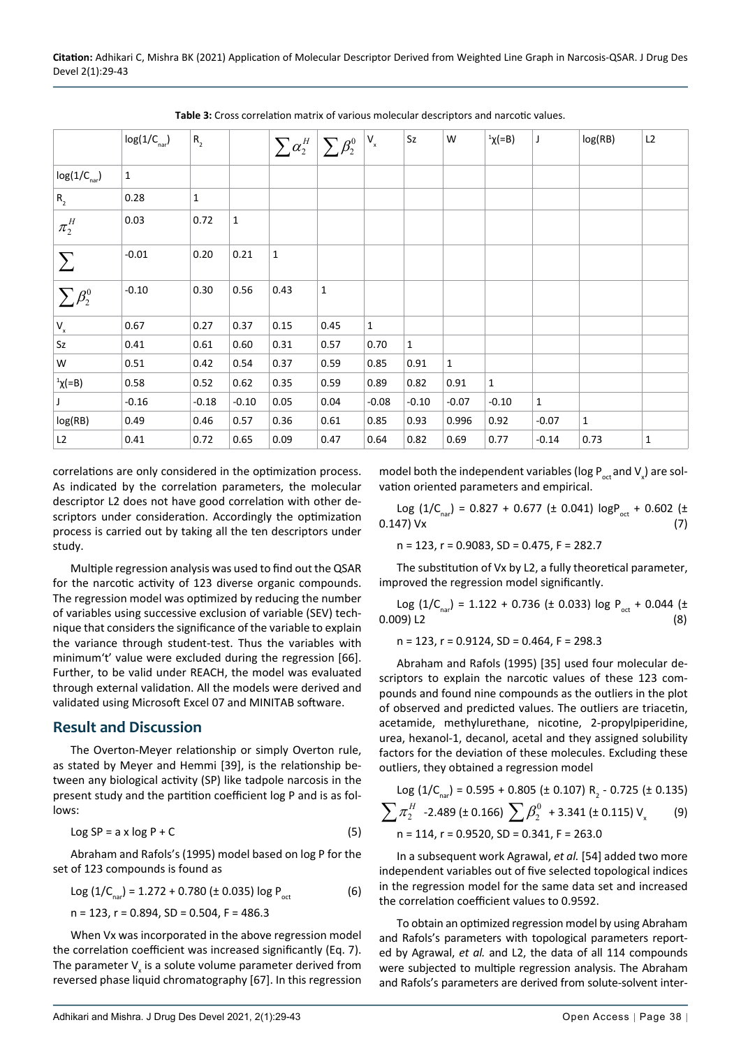**Table 3:** Cross correlation matrix of various molecular descriptors and narcotic values.

| | $\log(1/C_{nar})$ | $R_2$ | | $\sum\alpha_2^H$ | $\sum\beta_2^0$ | $V_x$ | Sz | W | $^1\chi(=B)$ | J | log(RB) | L2 |
|---|---|---|---|---|---|---|---|---|---|---|---|---|
| $\log(1/C_{nar})$ | 1 | | | | | | | | | | | |
| $R_2$ | 0.28 | 1 | | | | | | | | | | |
| $\pi_2^H$ | 0.03 | 0.72 | 1 | | | | | | | | | |
| $\sum$ | -0.01 | 0.20 | 0.21 | 1 | | | | | | | | |
| $\sum\beta_2^0$ | -0.10 | 0.30 | 0.56 | 0.43 | 1 | | | | | | | |
| $V_x$ | 0.67 | 0.27 | 0.37 | 0.15 | 0.45 | 1 | | | | | | |
| Sz | 0.41 | 0.61 | 0.60 | 0.31 | 0.57 | 0.70 | 1 | | | | | |
| W | 0.51 | 0.42 | 0.54 | 0.37 | 0.59 | 0.85 | 0.91 | 1 | | | | |
| $^1\chi(=B)$ | 0.58 | 0.52 | 0.62 | 0.35 | 0.59 | 0.89 | 0.82 | 0.91 | 1 | | | |
| J | -0.16 | -0.18 | -0.10 | 0.05 | 0.04 | -0.08 | -0.10 | -0.07 | -0.10 | 1 | | |
| log(RB) | 0.49 | 0.46 | 0.57 | 0.36 | 0.61 | 0.85 | 0.93 | 0.996 | 0.92 | -0.07 | 1 | |
| L2 | 0.41 | 0.72 | 0.65 | 0.09 | 0.47 | 0.64 | 0.82 | 0.69 | 0.77 | -0.14 | 0.73 | 1 |

correlations are only considered in the optimization process. As indicated by the correlation parameters, the molecular descriptor L2 does not have good correlation with other descriptors under consideration. Accordingly the optimization process is carried out by taking all the ten descriptors under study.

Multiple regression analysis was used to find out the QSAR for the narcotic activity of 123 diverse organic compounds. The regression model was optimized by reducing the number of variables using successive exclusion of variable (SEV) technique that considers the significance of the variable to explain the variance through student-test. Thus the variables with minimum't' value were excluded during the regression [66]. Further, to be valid under REACH, the model was evaluated through external validation. All the models were derived and validated using Microsoft Excel 07 and MINITAB software.

## Result and Discussion

The Overton-Meyer relationship or simply Overton rule, as stated by Meyer and Hemmi [39], is the relationship between any biological activity (SP) like tadpole narcosis in the present study and the partition coefficient log P and is as follows:

$$\text{Log SP} = a \times \log P + C \qquad (5)$$

Abraham and Rafols's (1995) model based on log P for the set of 123 compounds is found as

$$\text{Log}(1/C_{nar}) = 1.272 + 0.780\ (\pm\ 0.035)\ \log P_{oct} \qquad (6)$$

$n = 123$, $r = 0.894$, $SD = 0.504$, $F = 486.3$

When Vx was incorporated in the above regression model the correlation coefficient was increased significantly (Eq. 7). The parameter $V_x$ is a solute volume parameter derived from reversed phase liquid chromatography [67]. In this regression model both the independent variables ($\log P_{oct}$ and $V_x$) are solvation oriented parameters and empirical.

$$\text{Log}(1/C_{nar}) = 0.827 + 0.677\ (\pm\ 0.041)\ \log P_{oct} + 0.602\ (\pm\ 0.147)\ Vx \qquad (7)$$

$n = 123$, $r = 0.9083$, $SD = 0.475$, $F = 282.7$

The substitution of Vx by L2, a fully theoretical parameter, improved the regression model significantly.

$$\text{Log}(1/C_{nar}) = 1.122 + 0.736\ (\pm\ 0.033)\ \log P_{oct} + 0.044\ (\pm\ 0.009)\ L2 \qquad (8)$$

$n = 123$, $r = 0.9124$, $SD = 0.464$, $F = 298.3$

Abraham and Rafols (1995) [35] used four molecular descriptors to explain the narcotic values of these 123 compounds and found nine compounds as the outliers in the plot of observed and predicted values. The outliers are triacetin, acetamide, methylurethane, nicotine, 2-propylpiperidine, urea, hexanol-1, decanol, acetal and they assigned solubility factors for the deviation of these molecules. Excluding these outliers, they obtained a regression model

$$\text{Log}(1/C_{nar}) = 0.595 + 0.805\ (\pm\ 0.107)\ R_2 - 0.725\ (\pm\ 0.135) \sum\pi_2^H - 2.489\ (\pm\ 0.166) \sum\beta_2^0 + 3.341\ (\pm\ 0.115)\ V_x \qquad (9)$$

$n = 114$, $r = 0.9520$, $SD = 0.341$, $F = 263.0$

In a subsequent work Agrawal, *et al.* [54] added two more independent variables out of five selected topological indices in the regression model for the same data set and increased the correlation coefficient values to 0.9592.

To obtain an optimized regression model by using Abraham and Rafols's parameters with topological parameters reported by Agrawal, *et al.* and L2, the data of all 114 compounds were subjected to multiple regression analysis. The Abraham and Rafols's parameters are derived from solute-solvent inter-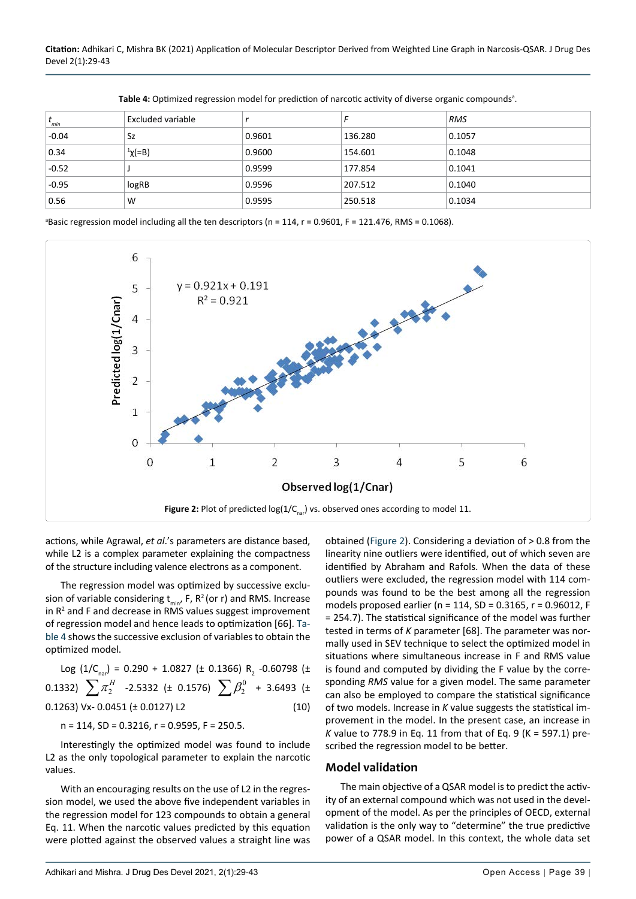**Table 4:** Optimized regression model for prediction of narcotic activity of diverse organic compounds[a].

| $t_{min}$ | Excluded variable | *r* | *F* | *RMS* |
|---|---|---|---|---|
| -0.04 | Sz | 0.9601 | 136.280 | 0.1057 |
| 0.34 | $^1\chi(=B)$ | 0.9600 | 154.601 | 0.1048 |
| -0.52 | J | 0.9599 | 177.854 | 0.1041 |
| -0.95 | logRB | 0.9596 | 207.512 | 0.1040 |
| 0.56 | W | 0.9595 | 250.518 | 0.1034 |

[a]Basic regression model including all the ten descriptors (n = 114, r = 0.9601, F = 121.476, RMS = 0.1068).

**Figure 2:** Plot of predicted $\log(1/C_{nar})$ vs. observed ones according to model 11.

actions, while Agrawal, *et al*.'s parameters are distance based, while L2 is a complex parameter explaining the compactness of the structure including valence electrons as a component.

The regression model was optimized by successive exclusion of variable considering $t_{min}$, F, $R^2$ (or r) and RMS. Increase in $R^2$ and F and decrease in RMS values suggest improvement of regression model and hence leads to optimization [66]. Table 4 shows the successive exclusion of variables to obtain the optimized model.

$$\text{Log}(1/C_{nar}) = 0.290 + 1.0827 (\pm 0.1366)\, R_2 - 0.60798 (\pm 0.1332) \sum \pi_2^H - 2.5332 (\pm 0.1576) \sum \beta_2^0 + 3.6493 (\pm 0.1263)\, Vx - 0.0451 (\pm 0.0127)\, L2 \quad (10)$$

n = 114, SD = 0.3216, r = 0.9595, F = 250.5.

Interestingly the optimized model was found to include L2 as the only topological parameter to explain the narcotic values.

With an encouraging results on the use of L2 in the regression model, we used the above five independent variables in the regression model for 123 compounds to obtain a general Eq. 11. When the narcotic values predicted by this equation were plotted against the observed values a straight line was obtained (Figure 2). Considering a deviation of > 0.8 from the linearity nine outliers were identified, out of which seven are identified by Abraham and Rafols. When the data of these outliers were excluded, the regression model with 114 compounds was found to be the best among all the regression models proposed earlier (n = 114, SD = 0.3165, r = 0.96012, F = 254.7). The statistical significance of the model was further tested in terms of *K* parameter [68]. The parameter was normally used in SEV technique to select the optimized model in situations where simultaneous increase in F and RMS value is found and computed by dividing the F value by the corresponding *RMS* value for a given model. The same parameter can also be employed to compare the statistical significance of two models. Increase in *K* value suggests the statistical improvement in the model. In the present case, an increase in *K* value to 778.9 in Eq. 11 from that of Eq. 9 (K = 597.1) prescribed the regression model to be better.

## Model validation

The main objective of a QSAR model is to predict the activity of an external compound which was not used in the development of the model. As per the principles of OECD, external validation is the only way to "determine" the true predictive power of a QSAR model. In this context, the whole data set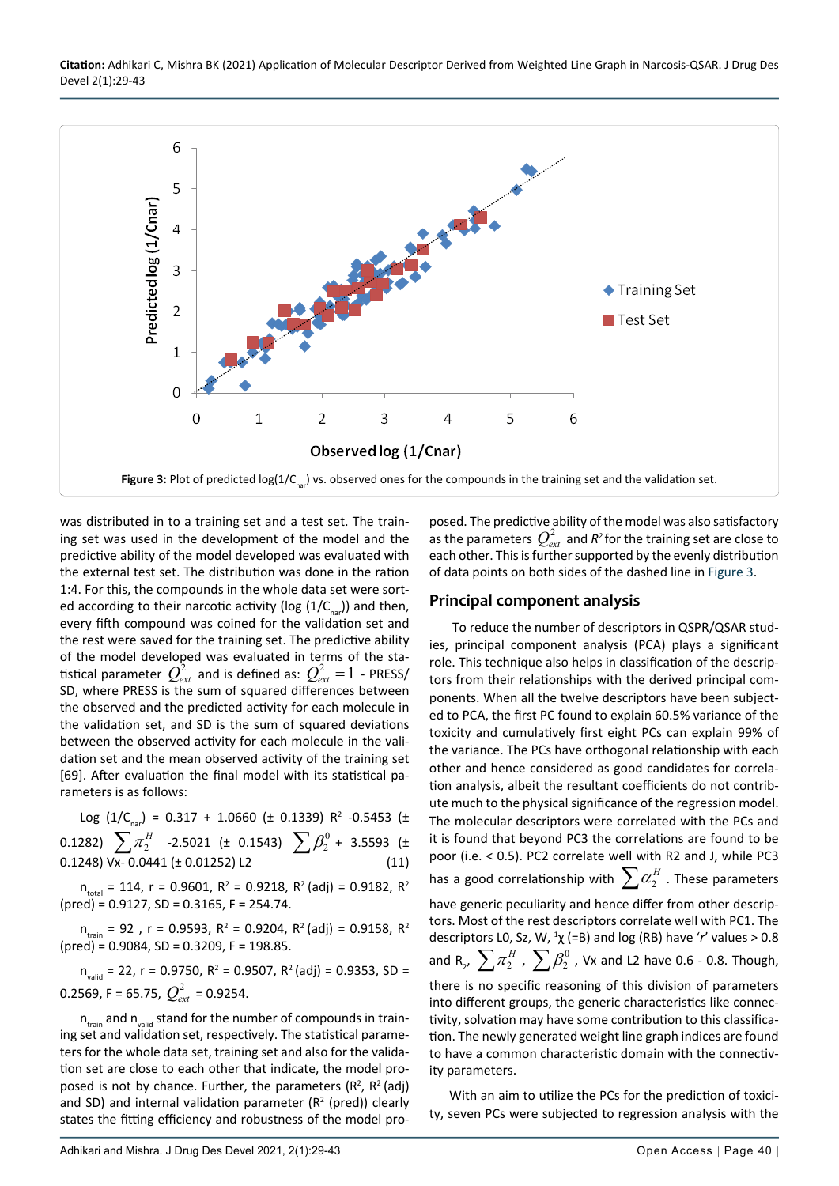Figure 3: Plot of predicted log(1/$C_{nar}$) vs. observed ones for the compounds in the training set and the validation set.

was distributed in to a training set and a test set. The training set was used in the development of the model and the predictive ability of the model developed was evaluated with the external test set. The distribution was done in the ration 1:4. For this, the compounds in the whole data set were sorted according to their narcotic activity (log (1/$C_{nar}$)) and then, every fifth compound was coined for the validation set and the rest were saved for the training set. The predictive ability of the model developed was evaluated in terms of the statistical parameter $Q^2_{ext}$ and is defined as: $Q^2_{ext} = 1$ - PRESS/SD, where PRESS is the sum of squared differences between the observed and the predicted activity for each molecule in the validation set, and SD is the sum of squared deviations between the observed activity for each molecule in the validation set and the mean observed activity of the training set [69]. After evaluation the final model with its statistical parameters is as follows:

Log (1/$C_{nar}$) = 0.317 + 1.0660 (± 0.1339) $R^2$ -0.5453 (± 0.1282) $\sum \pi_2^H$ -2.5021 (± 0.1543) $\sum \beta_2^0$ + 3.5593 (± 0.1248) Vx- 0.0441 (± 0.01252) L2 (11)

$n_{total}$ = 114, r = 0.9601, $R^2$ = 0.9218, $R^2$ (adj) = 0.9182, $R^2$ (pred) = 0.9127, SD = 0.3165, F = 254.74.

$n_{train}$ = 92 , r = 0.9593, $R^2$ = 0.9204, $R^2$ (adj) = 0.9158, $R^2$ (pred) = 0.9084, SD = 0.3209, F = 198.85.

$n_{valid}$ = 22, r = 0.9750, $R^2$ = 0.9507, $R^2$ (adj) = 0.9353, SD = 0.2569, F = 65.75, $Q^2_{ext}$ = 0.9254.

$n_{train}$ and $n_{valid}$ stand for the number of compounds in training set and validation set, respectively. The statistical parameters for the whole data set, training set and also for the validation set are close to each other that indicate, the model proposed is not by chance. Further, the parameters ($R^2$, $R^2$ (adj) and SD) and internal validation parameter ($R^2$ (pred)) clearly states the fitting efficiency and robustness of the model proposed. The predictive ability of the model was also satisfactory as the parameters $Q^2_{ext}$ and $R^2$ for the training set are close to each other. This is further supported by the evenly distribution of data points on both sides of the dashed line in Figure 3.

## Principal component analysis

To reduce the number of descriptors in QSPR/QSAR studies, principal component analysis (PCA) plays a significant role. This technique also helps in classification of the descriptors from their relationships with the derived principal components. When all the twelve descriptors have been subjected to PCA, the first PC found to explain 60.5% variance of the toxicity and cumulatively first eight PCs can explain 99% of the variance. The PCs have orthogonal relationship with each other and hence considered as good candidates for correlation analysis, albeit the resultant coefficients do not contribute much to the physical significance of the regression model. The molecular descriptors were correlated with the PCs and it is found that beyond PC3 the correlations are found to be poor (i.e. < 0.5). PC2 correlate well with R2 and J, while PC3 has a good correlationship with $\sum \alpha_2^H$ . These parameters have generic peculiarity and hence differ from other descriptors. Most of the rest descriptors correlate well with PC1. The descriptors L0, Sz, W, $^1\chi$ (=B) and log (RB) have '*r*' values > 0.8 and $R_2$, $\sum \pi_2^H$ , $\sum \beta_2^0$ , Vx and L2 have 0.6 - 0.8. Though, there is no specific reasoning of this division of parameters into different groups, the generic characteristics like connectivity, solvation may have some contribution to this classification. The newly generated weight line graph indices are found to have a common characteristic domain with the connectivity parameters.

With an aim to utilize the PCs for the prediction of toxicity, seven PCs were subjected to regression analysis with the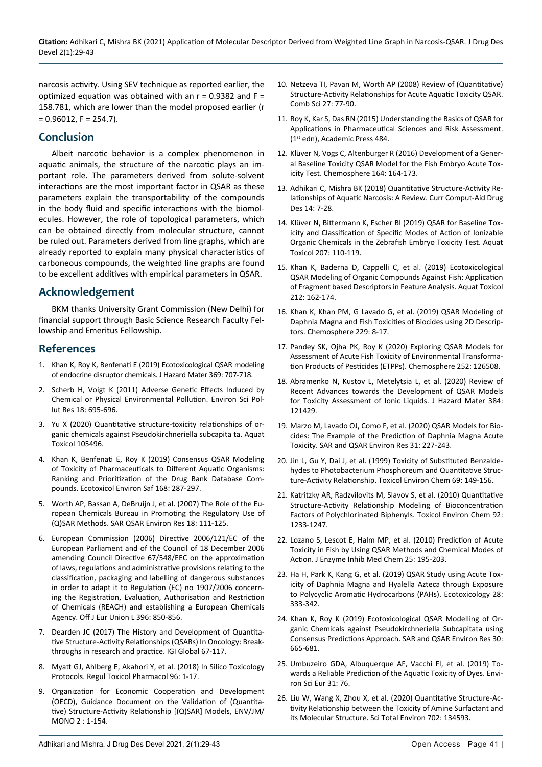narcosis activity. Using SEV technique as reported earlier, the optimized equation was obtained with an r = 0.9382 and F = 158.781, which are lower than the model proposed earlier (r = 0.96012, F = 254.7).

## Conclusion

Albeit narcotic behavior is a complex phenomenon in aquatic animals, the structure of the narcotic plays an important role. The parameters derived from solute-solvent interactions are the most important factor in QSAR as these parameters explain the transportability of the compounds in the body fluid and specific interactions with the biomolecules. However, the role of topological parameters, which can be obtained directly from molecular structure, cannot be ruled out. Parameters derived from line graphs, which are already reported to explain many physical characteristics of carboneous compounds, the weighted line graphs are found to be excellent additives with empirical parameters in QSAR.

## Acknowledgement

BKM thanks University Grant Commission (New Delhi) for financial support through Basic Science Research Faculty Fellowship and Emeritus Fellowship.

## References

1. Khan K, Roy K, Benfenati E (2019) Ecotoxicological QSAR modeling of endocrine disruptor chemicals. J Hazard Mater 369: 707-718.
2. Scherb H, Voigt K (2011) Adverse Genetic Effects Induced by Chemical or Physical Environmental Pollution. Environ Sci Pollut Res 18: 695-696.
3. Yu X (2020) Quantitative structure-toxicity relationships of organic chemicals against Pseudokirchneriella subcapita ta. Aquat Toxicol 105496.
4. Khan K, Benfenati E, Roy K (2019) Consensus QSAR Modeling of Toxicity of Pharmaceuticals to Different Aquatic Organisms: Ranking and Prioritization of the Drug Bank Database Compounds. Ecotoxicol Environ Saf 168: 287-297.
5. Worth AP, Bassan A, DeBruijn J, et al. (2007) The Role of the European Chemicals Bureau in Promoting the Regulatory Use of (Q)SAR Methods. SAR QSAR Environ Res 18: 111-125.
6. European Commission (2006) Directive 2006/121/EC of the European Parliament and of the Council of 18 December 2006 amending Council Directive 67/548/EEC on the approximation of laws, regulations and administrative provisions relating to the classification, packaging and labelling of dangerous substances in order to adapt it to Regulation (EC) no 1907/2006 concerning the Registration, Evaluation, Authorisation and Restriction of Chemicals (REACH) and establishing a European Chemicals Agency. Off J Eur Union L 396: 850-856.
7. Dearden JC (2017) The History and Development of Quantitative Structure-Activity Relationships (QSARs) In Oncology: Breakthroughs in research and practice. IGI Global 67-117.
8. Myatt GJ, Ahlberg E, Akahori Y, et al. (2018) In Silico Toxicology Protocols. Regul Toxicol Pharmacol 96: 1-17.
9. Organization for Economic Cooperation and Development (OECD), Guidance Document on the Validation of (Quantitative) Structure-Activity Relationship [(Q)SAR] Models, ENV/JM/MONO 2 : 1-154.
10. Netzeva TI, Pavan M, Worth AP (2008) Review of (Quantitative) Structure-Activity Relationships for Acute Aquatic Toxicity QSAR. Comb Sci 27: 77-90.
11. Roy K, Kar S, Das RN (2015) Understanding the Basics of QSAR for Applications in Pharmaceutical Sciences and Risk Assessment. (1st edn), Academic Press 484.
12. Klüver N, Vogs C, Altenburger R (2016) Development of a General Baseline Toxicity QSAR Model for the Fish Embryo Acute Toxicity Test. Chemosphere 164: 164-173.
13. Adhikari C, Mishra BK (2018) Quantitative Structure-Activity Relationships of Aquatic Narcosis: A Review. Curr Comput-Aid Drug Des 14: 7-28.
14. Klüver N, Bittermann K, Escher BI (2019) QSAR for Baseline Toxicity and Classification of Specific Modes of Action of Ionizable Organic Chemicals in the Zebrafish Embryo Toxicity Test. Aquat Toxicol 207: 110-119.
15. Khan K, Baderna D, Cappelli C, et al. (2019) Ecotoxicological QSAR Modeling of Organic Compounds Against Fish: Application of Fragment based Descriptors in Feature Analysis. Aquat Toxicol 212: 162-174.
16. Khan K, Khan PM, G Lavado G, et al. (2019) QSAR Modeling of Daphnia Magna and Fish Toxicities of Biocides using 2D Descriptors. Chemosphere 229: 8-17.
17. Pandey SK, Ojha PK, Roy K (2020) Exploring QSAR Models for Assessment of Acute Fish Toxicity of Environmental Transformation Products of Pesticides (ETPPs). Chemosphere 252: 126508.
18. Abramenko N, Kustov L, Metelytsia L, et al. (2020) Review of Recent Advances towards the Development of QSAR Models for Toxicity Assessment of Ionic Liquids. J Hazard Mater 384: 121429.
19. Marzo M, Lavado OJ, Como F, et al. (2020) QSAR Models for Biocides: The Example of the Prediction of Daphnia Magna Acute Toxicity. SAR and QSAR Environ Res 31: 227-243.
20. Jin L, Gu Y, Dai J, et al. (1999) Toxicity of Substituted Benzaldehydes to Photobacterium Phosphoreum and Quantitative Structure-Activity Relationship. Toxicol Environ Chem 69: 149-156.
21. Katritzky AR, Radzvilovits M, Slavov S, et al. (2010) Quantitative Structure-Activity Relationship Modeling of Bioconcentration Factors of Polychlorinated Biphenyls. Toxicol Environ Chem 92: 1233-1247.
22. Lozano S, Lescot E, Halm MP, et al. (2010) Prediction of Acute Toxicity in Fish by Using QSAR Methods and Chemical Modes of Action. J Enzyme Inhib Med Chem 25: 195-203.
23. Ha H, Park K, Kang G, et al. (2019) QSAR Study using Acute Toxicity of Daphnia Magna and Hyalella Azteca through Exposure to Polycyclic Aromatic Hydrocarbons (PAHs). Ecotoxicology 28: 333-342.
24. Khan K, Roy K (2019) Ecotoxicological QSAR Modelling of Organic Chemicals against Pseudokirchneriella Subcapitata using Consensus Predictions Approach. SAR and QSAR Environ Res 30: 665-681.
25. Umbuzeiro GDA, Albuquerque AF, Vacchi FI, et al. (2019) Towards a Reliable Prediction of the Aquatic Toxicity of Dyes. Environ Sci Eur 31: 76.
26. Liu W, Wang X, Zhou X, et al. (2020) Quantitative Structure-Activity Relationship between the Toxicity of Amine Surfactant and its Molecular Structure. Sci Total Environ 702: 134593.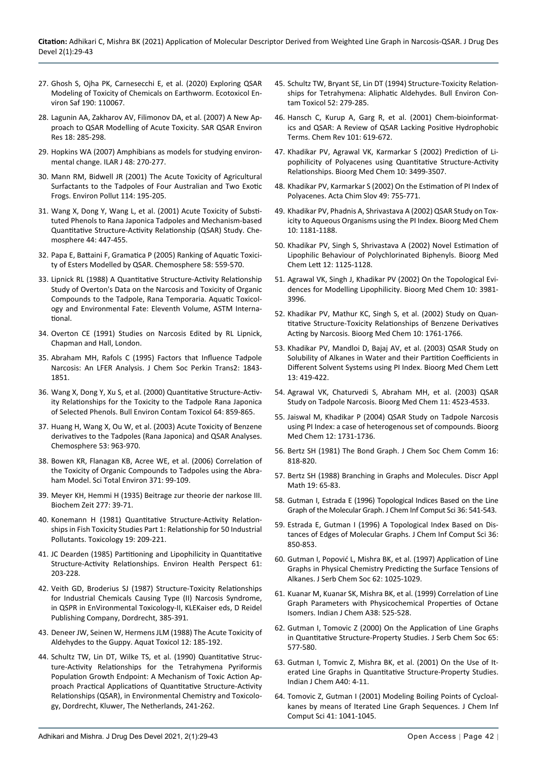27. Ghosh S, Ojha PK, Carnesecchi E, et al. (2020) Exploring QSAR Modeling of Toxicity of Chemicals on Earthworm. Ecotoxicol Environ Saf 190: 110067.

28. Lagunin AA, Zakharov AV, Filimonov DA, et al. (2007) A New Approach to QSAR Modelling of Acute Toxicity. SAR QSAR Environ Res 18: 285-298.

29. Hopkins WA (2007) Amphibians as models for studying environmental change. ILAR J 48: 270-277.

30. Mann RM, Bidwell JR (2001) The Acute Toxicity of Agricultural Surfactants to the Tadpoles of Four Australian and Two Exotic Frogs. Environ Pollut 114: 195-205.

31. Wang X, Dong Y, Wang L, et al. (2001) Acute Toxicity of Substituted Phenols to Rana Japonica Tadpoles and Mechanism-based Quantitative Structure-Activity Relationship (QSAR) Study. Chemosphere 44: 447-455.

32. Papa E, Battaini F, Gramatica P (2005) Ranking of Aquatic Toxicity of Esters Modelled by QSAR. Chemosphere 58: 559-570.

33. Lipnick RL (1988) A Quantitative Structure-Activity Relationship Study of Overton's Data on the Narcosis and Toxicity of Organic Compounds to the Tadpole, Rana Temporaria. Aquatic Toxicology and Environmental Fate: Eleventh Volume, ASTM International.

34. Overton CE (1991) Studies on Narcosis Edited by RL Lipnick, Chapman and Hall, London.

35. Abraham MH, Rafols C (1995) Factors that Influence Tadpole Narcosis: An LFER Analysis. J Chem Soc Perkin Trans2: 1843-1851.

36. Wang X, Dong Y, Xu S, et al. (2000) Quantitative Structure-Activity Relationships for the Toxicity to the Tadpole Rana Japonica of Selected Phenols. Bull Environ Contam Toxicol 64: 859-865.

37. Huang H, Wang X, Ou W, et al. (2003) Acute Toxicity of Benzene derivatives to the Tadpoles (Rana Japonica) and QSAR Analyses. Chemosphere 53: 963-970.

38. Bowen KR, Flanagan KB, Acree WE, et al. (2006) Correlation of the Toxicity of Organic Compounds to Tadpoles using the Abraham Model. Sci Total Environ 371: 99-109.

39. Meyer KH, Hemmi H (1935) Beitrage zur theorie der narkose III. Biochem Zeit 277: 39-71.

40. Konemann H (1981) Quantitative Structure-Activity Relationships in Fish Toxicity Studies Part 1: Relationship for 50 Industrial Pollutants. Toxicology 19: 209-221.

41. JC Dearden (1985) Partitioning and Lipophilicity in Quantitative Structure-Activity Relationships. Environ Health Perspect 61: 203-228.

42. Veith GD, Broderius SJ (1987) Structure-Toxicity Relationships for Industrial Chemicals Causing Type (II) Narcosis Syndrome, in QSPR in EnVironmental Toxicology-II, KLEKaiser eds, D Reidel Publishing Company, Dordrecht, 385-391.

43. Deneer JW, Seinen W, Hermens JLM (1988) The Acute Toxicity of Aldehydes to the Guppy. Aquat Toxicol 12: 185-192.

44. Schultz TW, Lin DT, Wilke TS, et al. (1990) Quantitative Structure-Activity Relationships for the Tetrahymena Pyriformis Population Growth Endpoint: A Mechanism of Toxic Action Approach Practical Applications of Quantitative Structure-Activity Relationships (QSAR), in Environmental Chemistry and Toxicology, Dordrecht, Kluwer, The Netherlands, 241-262.

45. Schultz TW, Bryant SE, Lin DT (1994) Structure-Toxicity Relationships for Tetrahymena: Aliphatic Aldehydes. Bull Environ Contam Toxicol 52: 279-285.

46. Hansch C, Kurup A, Garg R, et al. (2001) Chem-bioinformatics and QSAR: A Review of QSAR Lacking Positive Hydrophobic Terms. Chem Rev 101: 619-672.

47. Khadikar PV, Agrawal VK, Karmarkar S (2002) Prediction of Lipophilicity of Polyacenes using Quantitative Structure-Activity Relationships. Bioorg Med Chem 10: 3499-3507.

48. Khadikar PV, Karmarkar S (2002) On the Estimation of PI Index of Polyacenes. Acta Chim Slov 49: 755-771.

49. Khadikar PV, Phadnis A, Shrivastava A (2002) QSAR Study on Toxicity to Aqueous Organisms using the PI Index. Bioorg Med Chem 10: 1181-1188.

50. Khadikar PV, Singh S, Shrivastava A (2002) Novel Estimation of Lipophilic Behaviour of Polychlorinated Biphenyls. Bioorg Med Chem Lett 12: 1125-1128.

51. Agrawal VK, Singh J, Khadikar PV (2002) On the Topological Evidences for Modelling Lipophilicity. Bioorg Med Chem 10: 3981-3996.

52. Khadikar PV, Mathur KC, Singh S, et al. (2002) Study on Quantitative Structure-Toxicity Relationships of Benzene Derivatives Acting by Narcosis. Bioorg Med Chem 10: 1761-1766.

53. Khadikar PV, Mandloi D, Bajaj AV, et al. (2003) QSAR Study on Solubility of Alkanes in Water and their Partition Coefficients in Different Solvent Systems using PI Index. Bioorg Med Chem Lett 13: 419-422.

54. Agrawal VK, Chaturvedi S, Abraham MH, et al. (2003) QSAR Study on Tadpole Narcosis. Bioorg Med Chem 11: 4523-4533.

55. Jaiswal M, Khadikar P (2004) QSAR Study on Tadpole Narcosis using PI Index: a case of heterogenous set of compounds. Bioorg Med Chem 12: 1731-1736.

56. Bertz SH (1981) The Bond Graph. J Chem Soc Chem Comm 16: 818-820.

57. Bertz SH (1988) Branching in Graphs and Molecules. Discr Appl Math 19: 65-83.

58. Gutman I, Estrada E (1996) Topological Indices Based on the Line Graph of the Molecular Graph. J Chem Inf Comput Sci 36: 541-543.

59. Estrada E, Gutman I (1996) A Topological Index Based on Distances of Edges of Molecular Graphs. J Chem Inf Comput Sci 36: 850-853.

60. Gutman I, Popović L, Mishra BK, et al. (1997) Application of Line Graphs in Physical Chemistry Predicting the Surface Tensions of Alkanes. J Serb Chem Soc 62: 1025-1029.

61. Kuanar M, Kuanar SK, Mishra BK, et al. (1999) Correlation of Line Graph Parameters with Physicochemical Properties of Octane Isomers. Indian J Chem A38: 525-528.

62. Gutman I, Tomovic Z (2000) On the Application of Line Graphs in Quantitative Structure-Property Studies. J Serb Chem Soc 65: 577-580.

63. Gutman I, Tomvic Z, Mishra BK, et al. (2001) On the Use of Iterated Line Graphs in Quantitative Structure-Property Studies. Indian J Chem A40: 4-11.

64. Tomovic Z, Gutman I (2001) Modeling Boiling Points of Cycloalkanes by means of Iterated Line Graph Sequences. J Chem Inf Comput Sci 41: 1041-1045.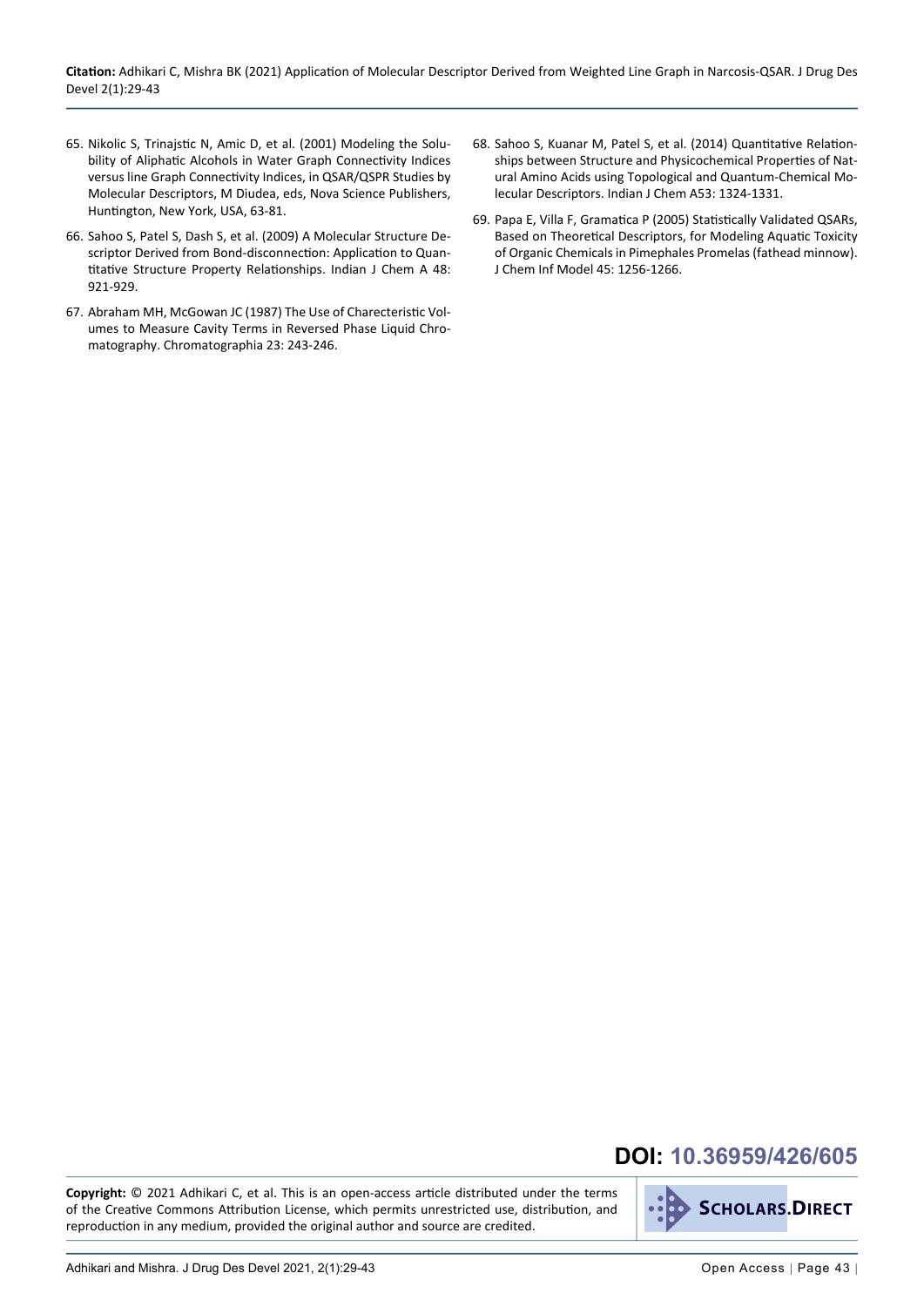65. Nikolic S, Trinajstic N, Amic D, et al. (2001) Modeling the Solubility of Aliphatic Alcohols in Water Graph Connectivity Indices versus line Graph Connectivity Indices, in QSAR/QSPR Studies by Molecular Descriptors, M Diudea, eds, Nova Science Publishers, Huntington, New York, USA, 63-81.

66. Sahoo S, Patel S, Dash S, et al. (2009) A Molecular Structure Descriptor Derived from Bond-disconnection: Application to Quantitative Structure Property Relationships. Indian J Chem A 48: 921-929.

67. Abraham MH, McGowan JC (1987) The Use of Charecteristic Volumes to Measure Cavity Terms in Reversed Phase Liquid Chromatography. Chromatographia 23: 243-246.

68. Sahoo S, Kuanar M, Patel S, et al. (2014) Quantitative Relationships between Structure and Physicochemical Properties of Natural Amino Acids using Topological and Quantum-Chemical Molecular Descriptors. Indian J Chem A53: 1324-1331.

69. Papa E, Villa F, Gramatica P (2005) Statistically Validated QSARs, Based on Theoretical Descriptors, for Modeling Aquatic Toxicity of Organic Chemicals in Pimephales Promelas (fathead minnow). J Chem Inf Model 45: 1256-1266.

**DOI: 10.36959/426/605**

**Copyright:** © 2021 Adhikari C, et al. This is an open-access article distributed under the terms of the Creative Commons Attribution License, which permits unrestricted use, distribution, and reproduction in any medium, provided the original author and source are credited.